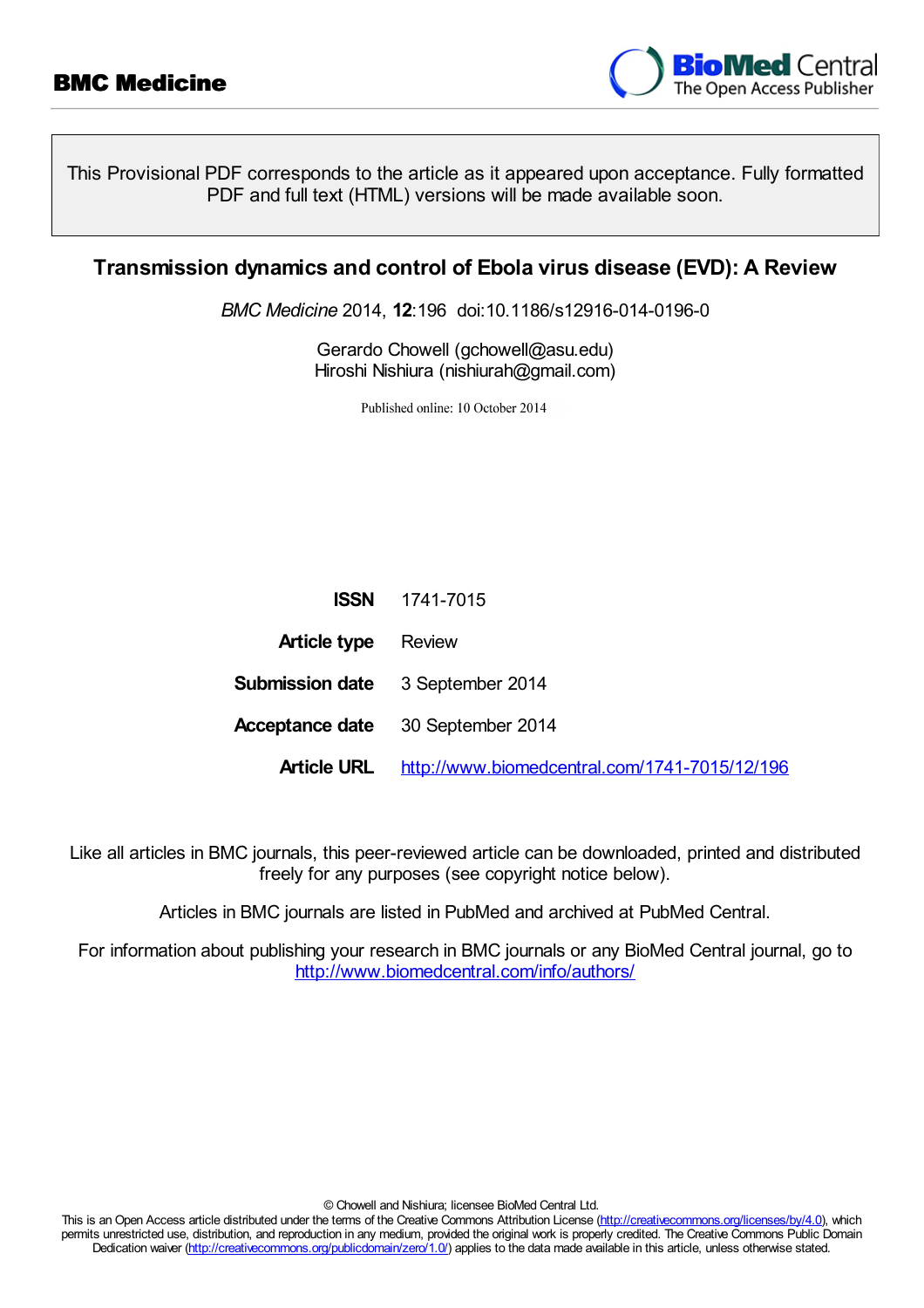**BMC Medicine**

This Provisional PDF corresponds to the article as it appeared upon acceptance. Fully formatted PDF and full text (HTML) versions will be made available soon.

# Transmission dynamics and control of Ebola virus disease (EVD): A Review

*BMC Medicine* 2014, **12**:196 doi:10.1186/s12916-014-0196-0

Gerardo Chowell (gchowell@asu.edu)
Hiroshi Nishiura (nishiurah@gmail.com)

Published online: 10 October 2014

| | |
|---|---|
| **ISSN** | 1741-7015 |
| **Article type** | Review |
| **Submission date** | 3 September 2014 |
| **Acceptance date** | 30 September 2014 |
| **Article URL** | http://www.biomedcentral.com/1741-7015/12/196 |

Like all articles in BMC journals, this peer-reviewed article can be downloaded, printed and distributed freely for any purposes (see copyright notice below).

Articles in BMC journals are listed in PubMed and archived at PubMed Central.

For information about publishing your research in BMC journals or any BioMed Central journal, go to http://www.biomedcentral.com/info/authors/

© Chowell and Nishiura; licensee BioMed Central Ltd.
This is an Open Access article distributed under the terms of the Creative Commons Attribution License (http://creativecommons.org/licenses/by/4.0), which permits unrestricted use, distribution, and reproduction in any medium, provided the original work is properly credited. The Creative Commons Public Domain Dedication waiver (http://creativecommons.org/publicdomain/zero/1.0/) applies to the data made available in this article, unless otherwise stated.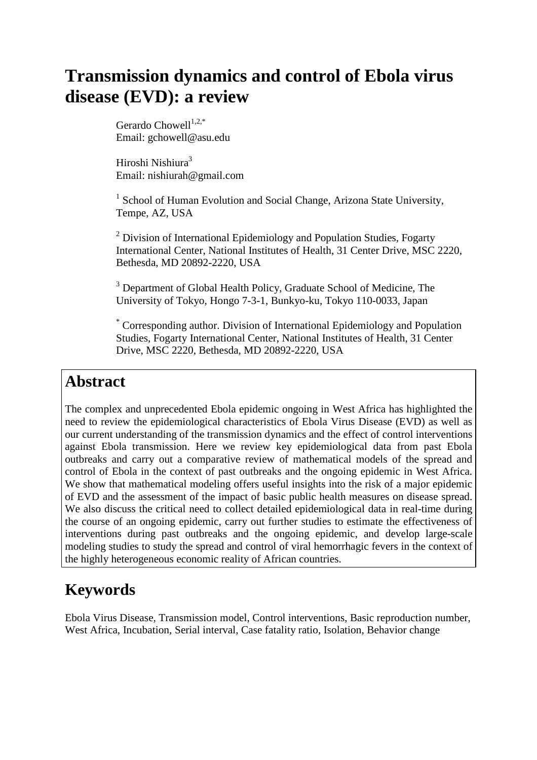# Transmission dynamics and control of Ebola virus disease (EVD): a review

Gerardo Chowell[1,2,*]
Email: gchowell@asu.edu

Hiroshi Nishiura[3]
Email: nishiurah@gmail.com

[1] School of Human Evolution and Social Change, Arizona State University, Tempe, AZ, USA

[2] Division of International Epidemiology and Population Studies, Fogarty International Center, National Institutes of Health, 31 Center Drive, MSC 2220, Bethesda, MD 20892-2220, USA

[3] Department of Global Health Policy, Graduate School of Medicine, The University of Tokyo, Hongo 7-3-1, Bunkyo-ku, Tokyo 110-0033, Japan

[*] Corresponding author. Division of International Epidemiology and Population Studies, Fogarty International Center, National Institutes of Health, 31 Center Drive, MSC 2220, Bethesda, MD 20892-2220, USA

## Abstract

The complex and unprecedented Ebola epidemic ongoing in West Africa has highlighted the need to review the epidemiological characteristics of Ebola Virus Disease (EVD) as well as our current understanding of the transmission dynamics and the effect of control interventions against Ebola transmission. Here we review key epidemiological data from past Ebola outbreaks and carry out a comparative review of mathematical models of the spread and control of Ebola in the context of past outbreaks and the ongoing epidemic in West Africa. We show that mathematical modeling offers useful insights into the risk of a major epidemic of EVD and the assessment of the impact of basic public health measures on disease spread. We also discuss the critical need to collect detailed epidemiological data in real-time during the course of an ongoing epidemic, carry out further studies to estimate the effectiveness of interventions during past outbreaks and the ongoing epidemic, and develop large-scale modeling studies to study the spread and control of viral hemorrhagic fevers in the context of the highly heterogeneous economic reality of African countries.

## Keywords

Ebola Virus Disease, Transmission model, Control interventions, Basic reproduction number, West Africa, Incubation, Serial interval, Case fatality ratio, Isolation, Behavior change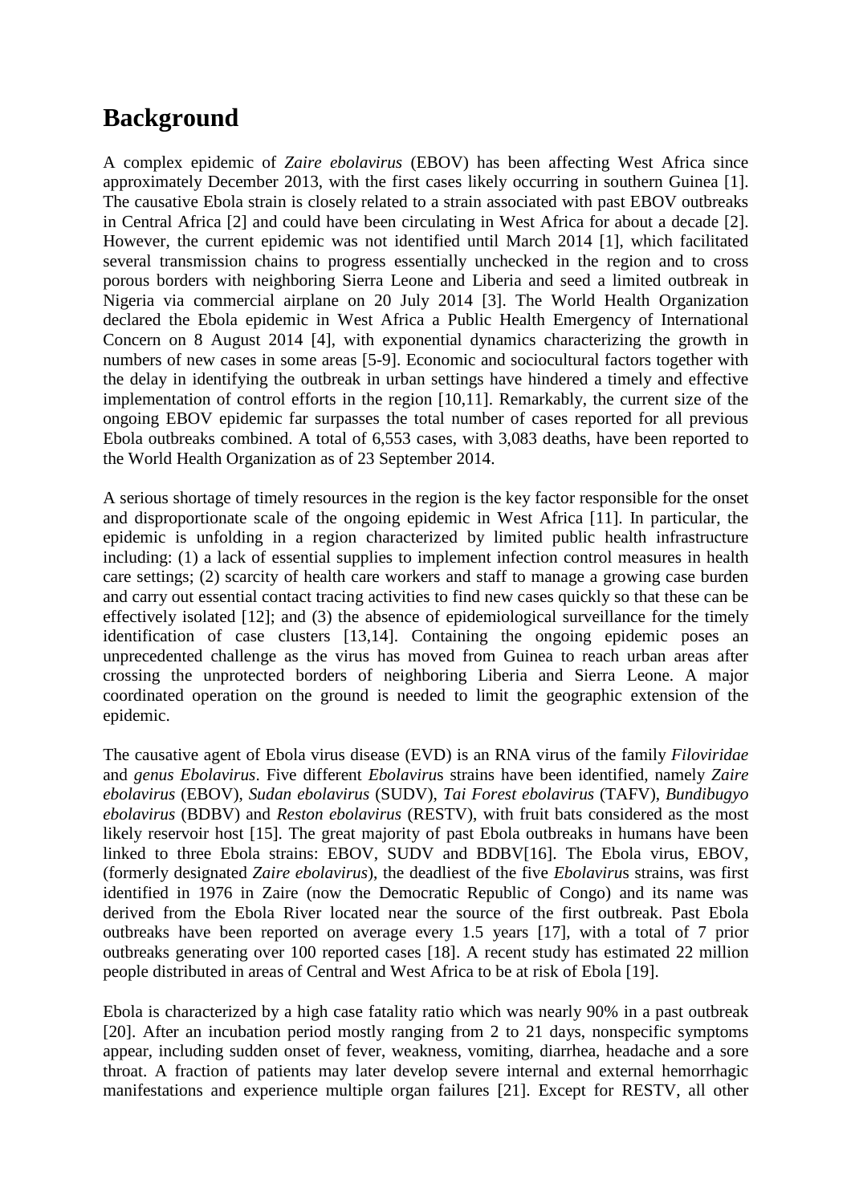## Background

A complex epidemic of *Zaire ebolavirus* (EBOV) has been affecting West Africa since approximately December 2013, with the first cases likely occurring in southern Guinea [1]. The causative Ebola strain is closely related to a strain associated with past EBOV outbreaks in Central Africa [2] and could have been circulating in West Africa for about a decade [2]. However, the current epidemic was not identified until March 2014 [1], which facilitated several transmission chains to progress essentially unchecked in the region and to cross porous borders with neighboring Sierra Leone and Liberia and seed a limited outbreak in Nigeria via commercial airplane on 20 July 2014 [3]. The World Health Organization declared the Ebola epidemic in West Africa a Public Health Emergency of International Concern on 8 August 2014 [4], with exponential dynamics characterizing the growth in numbers of new cases in some areas [5-9]. Economic and sociocultural factors together with the delay in identifying the outbreak in urban settings have hindered a timely and effective implementation of control efforts in the region [10,11]. Remarkably, the current size of the ongoing EBOV epidemic far surpasses the total number of cases reported for all previous Ebola outbreaks combined. A total of 6,553 cases, with 3,083 deaths, have been reported to the World Health Organization as of 23 September 2014.

A serious shortage of timely resources in the region is the key factor responsible for the onset and disproportionate scale of the ongoing epidemic in West Africa [11]. In particular, the epidemic is unfolding in a region characterized by limited public health infrastructure including: (1) a lack of essential supplies to implement infection control measures in health care settings; (2) scarcity of health care workers and staff to manage a growing case burden and carry out essential contact tracing activities to find new cases quickly so that these can be effectively isolated [12]; and (3) the absence of epidemiological surveillance for the timely identification of case clusters [13,14]. Containing the ongoing epidemic poses an unprecedented challenge as the virus has moved from Guinea to reach urban areas after crossing the unprotected borders of neighboring Liberia and Sierra Leone. A major coordinated operation on the ground is needed to limit the geographic extension of the epidemic.

The causative agent of Ebola virus disease (EVD) is an RNA virus of the family *Filoviridae* and *genus Ebolavirus*. Five different *Ebolavirus* strains have been identified, namely *Zaire ebolavirus* (EBOV), *Sudan ebolavirus* (SUDV), *Tai Forest ebolavirus* (TAFV), *Bundibugyo ebolavirus* (BDBV) and *Reston ebolavirus* (RESTV), with fruit bats considered as the most likely reservoir host [15]. The great majority of past Ebola outbreaks in humans have been linked to three Ebola strains: EBOV, SUDV and BDBV[16]. The Ebola virus, EBOV, (formerly designated *Zaire ebolavirus*), the deadliest of the five *Ebolavirus* strains, was first identified in 1976 in Zaire (now the Democratic Republic of Congo) and its name was derived from the Ebola River located near the source of the first outbreak. Past Ebola outbreaks have been reported on average every 1.5 years [17], with a total of 7 prior outbreaks generating over 100 reported cases [18]. A recent study has estimated 22 million people distributed in areas of Central and West Africa to be at risk of Ebola [19].

Ebola is characterized by a high case fatality ratio which was nearly 90% in a past outbreak [20]. After an incubation period mostly ranging from 2 to 21 days, nonspecific symptoms appear, including sudden onset of fever, weakness, vomiting, diarrhea, headache and a sore throat. A fraction of patients may later develop severe internal and external hemorrhagic manifestations and experience multiple organ failures [21]. Except for RESTV, all other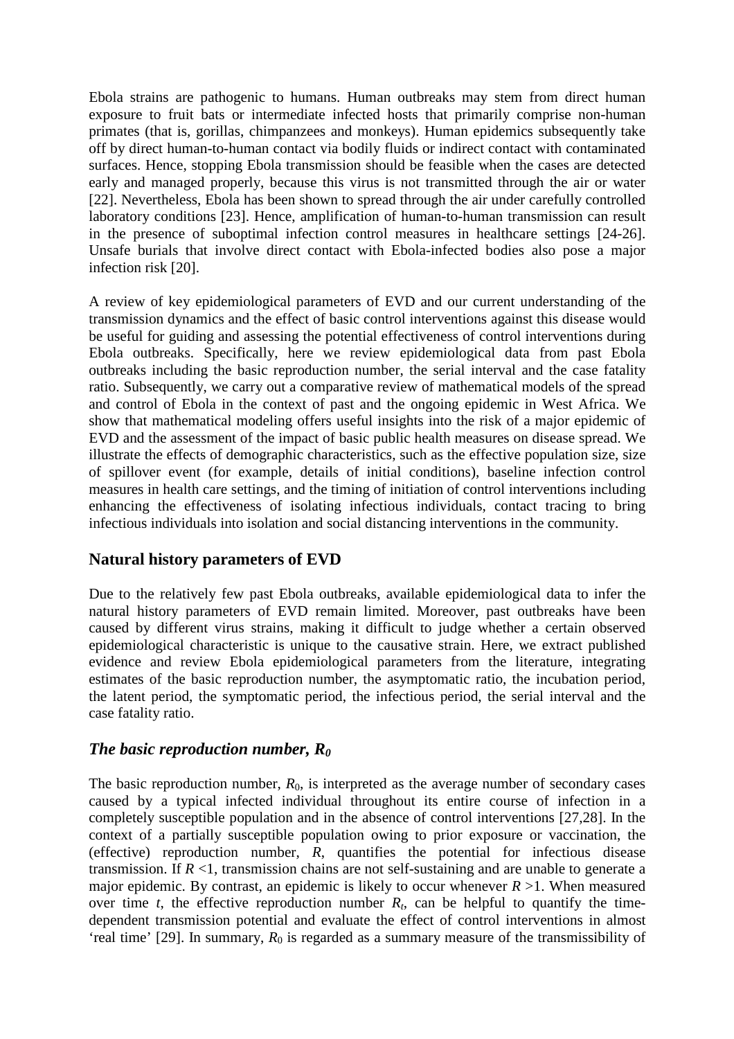Ebola strains are pathogenic to humans. Human outbreaks may stem from direct human exposure to fruit bats or intermediate infected hosts that primarily comprise non-human primates (that is, gorillas, chimpanzees and monkeys). Human epidemics subsequently take off by direct human-to-human contact via bodily fluids or indirect contact with contaminated surfaces. Hence, stopping Ebola transmission should be feasible when the cases are detected early and managed properly, because this virus is not transmitted through the air or water [22]. Nevertheless, Ebola has been shown to spread through the air under carefully controlled laboratory conditions [23]. Hence, amplification of human-to-human transmission can result in the presence of suboptimal infection control measures in healthcare settings [24-26]. Unsafe burials that involve direct contact with Ebola-infected bodies also pose a major infection risk [20].

A review of key epidemiological parameters of EVD and our current understanding of the transmission dynamics and the effect of basic control interventions against this disease would be useful for guiding and assessing the potential effectiveness of control interventions during Ebola outbreaks. Specifically, here we review epidemiological data from past Ebola outbreaks including the basic reproduction number, the serial interval and the case fatality ratio. Subsequently, we carry out a comparative review of mathematical models of the spread and control of Ebola in the context of past and the ongoing epidemic in West Africa. We show that mathematical modeling offers useful insights into the risk of a major epidemic of EVD and the assessment of the impact of basic public health measures on disease spread. We illustrate the effects of demographic characteristics, such as the effective population size, size of spillover event (for example, details of initial conditions), baseline infection control measures in health care settings, and the timing of initiation of control interventions including enhancing the effectiveness of isolating infectious individuals, contact tracing to bring infectious individuals into isolation and social distancing interventions in the community.

## Natural history parameters of EVD

Due to the relatively few past Ebola outbreaks, available epidemiological data to infer the natural history parameters of EVD remain limited. Moreover, past outbreaks have been caused by different virus strains, making it difficult to judge whether a certain observed epidemiological characteristic is unique to the causative strain. Here, we extract published evidence and review Ebola epidemiological parameters from the literature, integrating estimates of the basic reproduction number, the asymptomatic ratio, the incubation period, the latent period, the symptomatic period, the infectious period, the serial interval and the case fatality ratio.

### *The basic reproduction number, $R_0$*

The basic reproduction number, $R_0$, is interpreted as the average number of secondary cases caused by a typical infected individual throughout its entire course of infection in a completely susceptible population and in the absence of control interventions [27,28]. In the context of a partially susceptible population owing to prior exposure or vaccination, the (effective) reproduction number, $R$, quantifies the potential for infectious disease transmission. If $R < 1$, transmission chains are not self-sustaining and are unable to generate a major epidemic. By contrast, an epidemic is likely to occur whenever $R > 1$. When measured over time $t$, the effective reproduction number $R_t$, can be helpful to quantify the time-dependent transmission potential and evaluate the effect of control interventions in almost 'real time' [29]. In summary, $R_0$ is regarded as a summary measure of the transmissibility of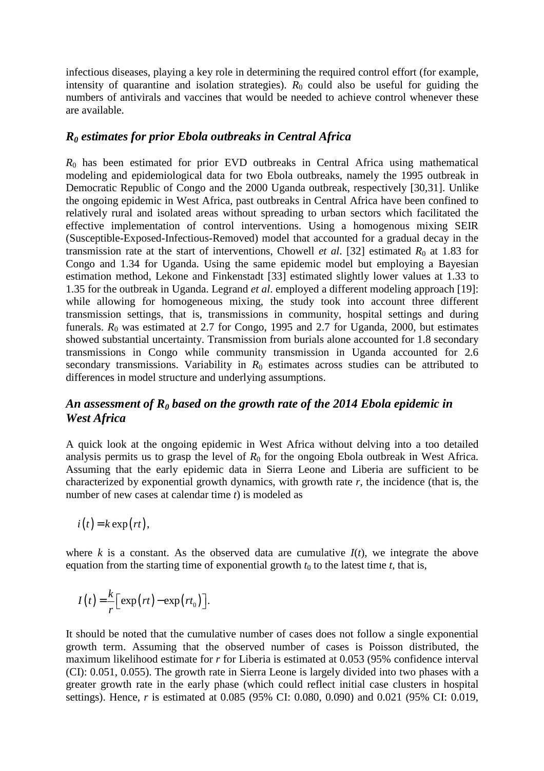infectious diseases, playing a key role in determining the required control effort (for example, intensity of quarantine and isolation strategies). $R_0$ could also be useful for guiding the numbers of antivirals and vaccines that would be needed to achieve control whenever these are available.

### *$R_0$ estimates for prior Ebola outbreaks in Central Africa*

$R_0$ has been estimated for prior EVD outbreaks in Central Africa using mathematical modeling and epidemiological data for two Ebola outbreaks, namely the 1995 outbreak in Democratic Republic of Congo and the 2000 Uganda outbreak, respectively [30,31]. Unlike the ongoing epidemic in West Africa, past outbreaks in Central Africa have been confined to relatively rural and isolated areas without spreading to urban sectors which facilitated the effective implementation of control interventions. Using a homogenous mixing SEIR (Susceptible-Exposed-Infectious-Removed) model that accounted for a gradual decay in the transmission rate at the start of interventions, Chowell *et al*. [32] estimated $R_0$ at 1.83 for Congo and 1.34 for Uganda. Using the same epidemic model but employing a Bayesian estimation method, Lekone and Finkenstadt [33] estimated slightly lower values at 1.33 to 1.35 for the outbreak in Uganda. Legrand *et al*. employed a different modeling approach [19]: while allowing for homogeneous mixing, the study took into account three different transmission settings, that is, transmissions in community, hospital settings and during funerals. $R_0$ was estimated at 2.7 for Congo, 1995 and 2.7 for Uganda, 2000, but estimates showed substantial uncertainty. Transmission from burials alone accounted for 1.8 secondary transmissions in Congo while community transmission in Uganda accounted for 2.6 secondary transmissions. Variability in $R_0$ estimates across studies can be attributed to differences in model structure and underlying assumptions.

### *An assessment of $R_0$ based on the growth rate of the 2014 Ebola epidemic in West Africa*

A quick look at the ongoing epidemic in West Africa without delving into a too detailed analysis permits us to grasp the level of $R_0$ for the ongoing Ebola outbreak in West Africa. Assuming that the early epidemic data in Sierra Leone and Liberia are sufficient to be characterized by exponential growth dynamics, with growth rate $r$, the incidence (that is, the number of new cases at calendar time $t$) is modeled as

$$i(t) = k \exp(rt),$$

where $k$ is a constant. As the observed data are cumulative $I(t)$, we integrate the above equation from the starting time of exponential growth $t_0$ to the latest time $t$, that is,

$$I(t) = \frac{k}{r}\left[\exp(rt) - \exp(rt_0)\right].$$

It should be noted that the cumulative number of cases does not follow a single exponential growth term. Assuming that the observed number of cases is Poisson distributed, the maximum likelihood estimate for $r$ for Liberia is estimated at 0.053 (95% confidence interval (CI): 0.051, 0.055). The growth rate in Sierra Leone is largely divided into two phases with a greater growth rate in the early phase (which could reflect initial case clusters in hospital settings). Hence, $r$ is estimated at 0.085 (95% CI: 0.080, 0.090) and 0.021 (95% CI: 0.019,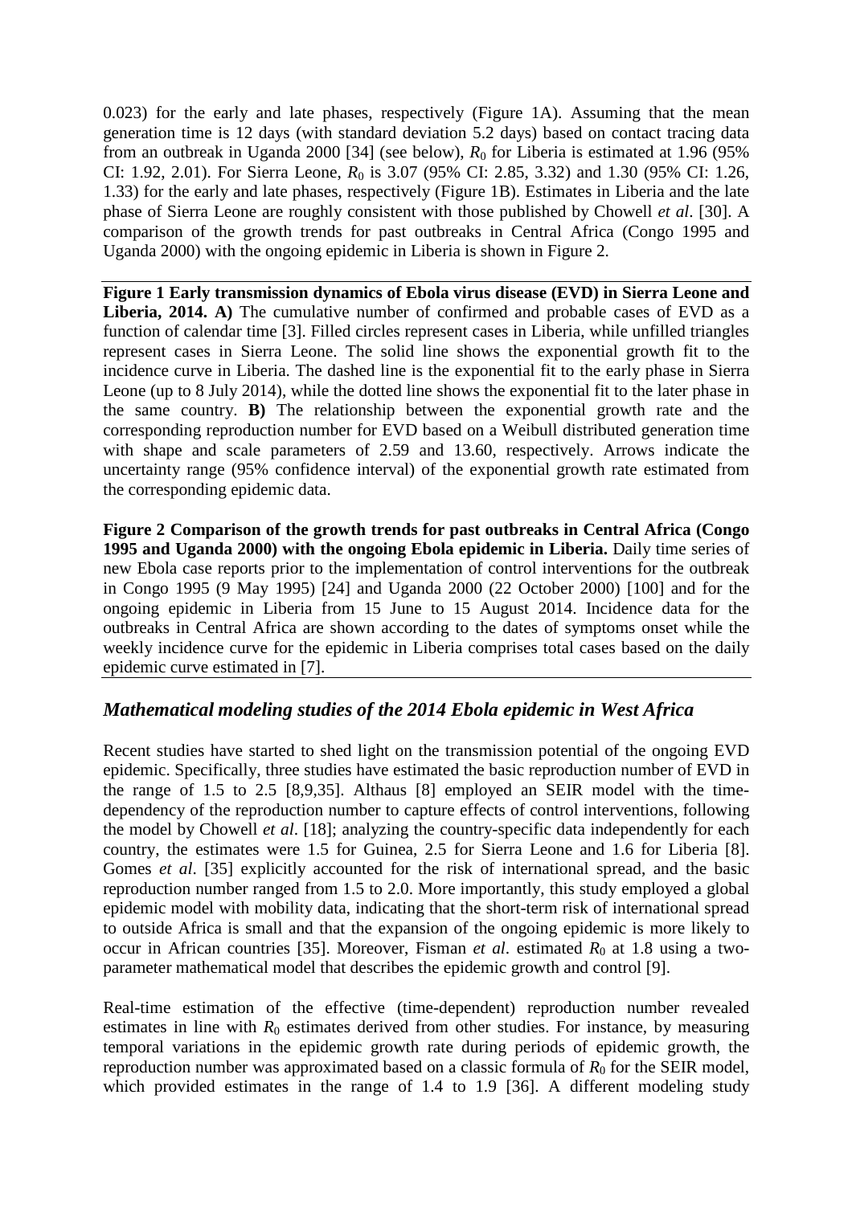0.023) for the early and late phases, respectively (Figure 1A). Assuming that the mean generation time is 12 days (with standard deviation 5.2 days) based on contact tracing data from an outbreak in Uganda 2000 [34] (see below), $R_0$ for Liberia is estimated at 1.96 (95% CI: 1.92, 2.01). For Sierra Leone, $R_0$ is 3.07 (95% CI: 2.85, 3.32) and 1.30 (95% CI: 1.26, 1.33) for the early and late phases, respectively (Figure 1B). Estimates in Liberia and the late phase of Sierra Leone are roughly consistent with those published by Chowell *et al*. [30]. A comparison of the growth trends for past outbreaks in Central Africa (Congo 1995 and Uganda 2000) with the ongoing epidemic in Liberia is shown in Figure 2.

**Figure 1 Early transmission dynamics of Ebola virus disease (EVD) in Sierra Leone and Liberia, 2014. A)** The cumulative number of confirmed and probable cases of EVD as a function of calendar time [3]. Filled circles represent cases in Liberia, while unfilled triangles represent cases in Sierra Leone. The solid line shows the exponential growth fit to the incidence curve in Liberia. The dashed line is the exponential fit to the early phase in Sierra Leone (up to 8 July 2014), while the dotted line shows the exponential fit to the later phase in the same country. **B)** The relationship between the exponential growth rate and the corresponding reproduction number for EVD based on a Weibull distributed generation time with shape and scale parameters of 2.59 and 13.60, respectively. Arrows indicate the uncertainty range (95% confidence interval) of the exponential growth rate estimated from the corresponding epidemic data.

**Figure 2 Comparison of the growth trends for past outbreaks in Central Africa (Congo 1995 and Uganda 2000) with the ongoing Ebola epidemic in Liberia.** Daily time series of new Ebola case reports prior to the implementation of control interventions for the outbreak in Congo 1995 (9 May 1995) [24] and Uganda 2000 (22 October 2000) [100] and for the ongoing epidemic in Liberia from 15 June to 15 August 2014. Incidence data for the outbreaks in Central Africa are shown according to the dates of symptoms onset while the weekly incidence curve for the epidemic in Liberia comprises total cases based on the daily epidemic curve estimated in [7].

## *Mathematical modeling studies of the 2014 Ebola epidemic in West Africa*

Recent studies have started to shed light on the transmission potential of the ongoing EVD epidemic. Specifically, three studies have estimated the basic reproduction number of EVD in the range of 1.5 to 2.5 [8,9,35]. Althaus [8] employed an SEIR model with the time-dependency of the reproduction number to capture effects of control interventions, following the model by Chowell *et al*. [18]; analyzing the country-specific data independently for each country, the estimates were 1.5 for Guinea, 2.5 for Sierra Leone and 1.6 for Liberia [8]. Gomes *et al*. [35] explicitly accounted for the risk of international spread, and the basic reproduction number ranged from 1.5 to 2.0. More importantly, this study employed a global epidemic model with mobility data, indicating that the short-term risk of international spread to outside Africa is small and that the expansion of the ongoing epidemic is more likely to occur in African countries [35]. Moreover, Fisman *et al*. estimated $R_0$ at 1.8 using a two-parameter mathematical model that describes the epidemic growth and control [9].

Real-time estimation of the effective (time-dependent) reproduction number revealed estimates in line with $R_0$ estimates derived from other studies. For instance, by measuring temporal variations in the epidemic growth rate during periods of epidemic growth, the reproduction number was approximated based on a classic formula of $R_0$ for the SEIR model, which provided estimates in the range of 1.4 to 1.9 [36]. A different modeling study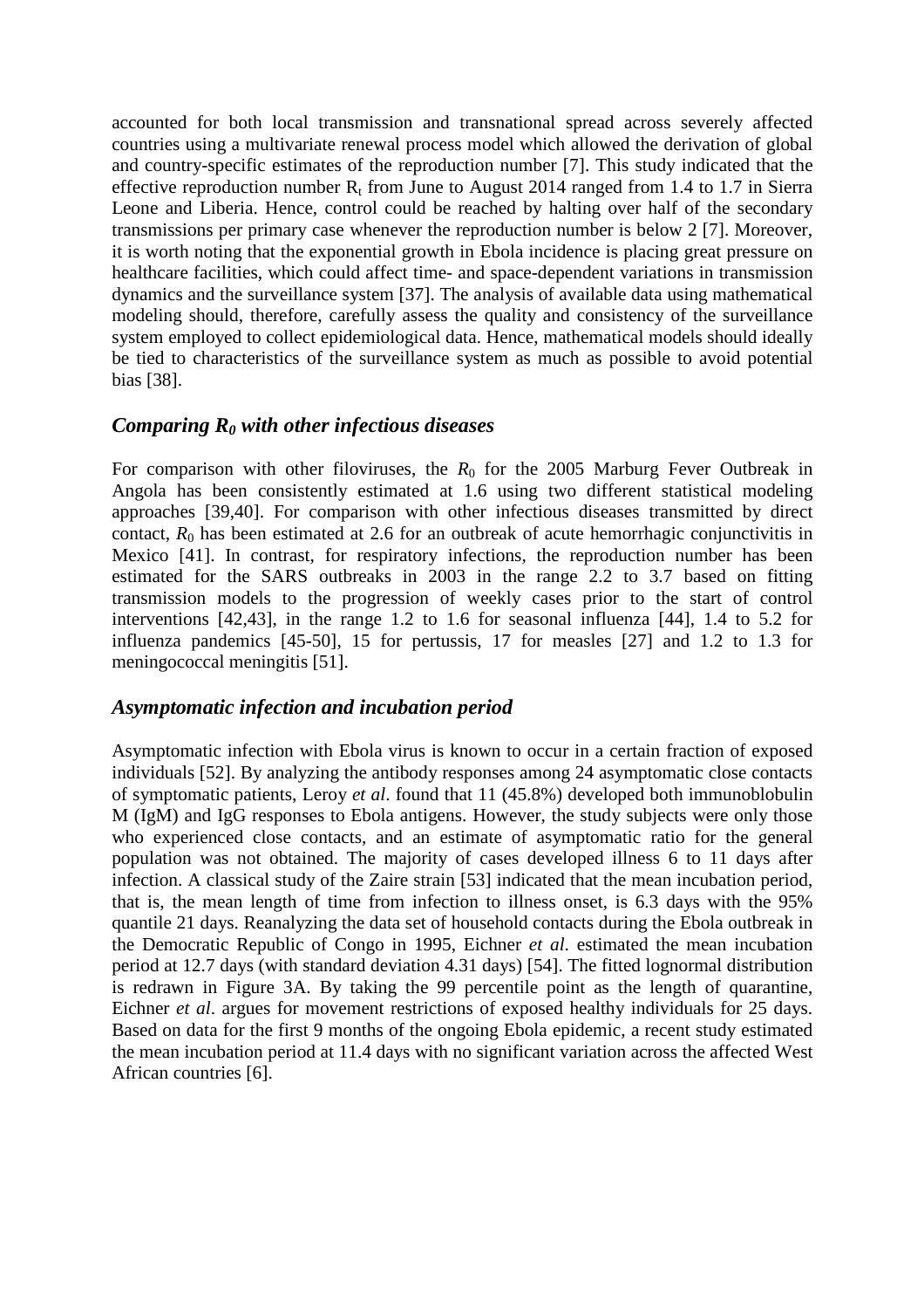accounted for both local transmission and transnational spread across severely affected countries using a multivariate renewal process model which allowed the derivation of global and country-specific estimates of the reproduction number [7]. This study indicated that the effective reproduction number $R_t$ from June to August 2014 ranged from 1.4 to 1.7 in Sierra Leone and Liberia. Hence, control could be reached by halting over half of the secondary transmissions per primary case whenever the reproduction number is below 2 [7]. Moreover, it is worth noting that the exponential growth in Ebola incidence is placing great pressure on healthcare facilities, which could affect time- and space-dependent variations in transmission dynamics and the surveillance system [37]. The analysis of available data using mathematical modeling should, therefore, carefully assess the quality and consistency of the surveillance system employed to collect epidemiological data. Hence, mathematical models should ideally be tied to characteristics of the surveillance system as much as possible to avoid potential bias [38].

## *Comparing $R_0$ with other infectious diseases*

For comparison with other filoviruses, the $R_0$ for the 2005 Marburg Fever Outbreak in Angola has been consistently estimated at 1.6 using two different statistical modeling approaches [39,40]. For comparison with other infectious diseases transmitted by direct contact, $R_0$ has been estimated at 2.6 for an outbreak of acute hemorrhagic conjunctivitis in Mexico [41]. In contrast, for respiratory infections, the reproduction number has been estimated for the SARS outbreaks in 2003 in the range 2.2 to 3.7 based on fitting transmission models to the progression of weekly cases prior to the start of control interventions [42,43], in the range 1.2 to 1.6 for seasonal influenza [44], 1.4 to 5.2 for influenza pandemics [45-50], 15 for pertussis, 17 for measles [27] and 1.2 to 1.3 for meningococcal meningitis [51].

## *Asymptomatic infection and incubation period*

Asymptomatic infection with Ebola virus is known to occur in a certain fraction of exposed individuals [52]. By analyzing the antibody responses among 24 asymptomatic close contacts of symptomatic patients, Leroy *et al*. found that 11 (45.8%) developed both immunoblobulin M (IgM) and IgG responses to Ebola antigens. However, the study subjects were only those who experienced close contacts, and an estimate of asymptomatic ratio for the general population was not obtained. The majority of cases developed illness 6 to 11 days after infection. A classical study of the Zaire strain [53] indicated that the mean incubation period, that is, the mean length of time from infection to illness onset, is 6.3 days with the 95% quantile 21 days. Reanalyzing the data set of household contacts during the Ebola outbreak in the Democratic Republic of Congo in 1995, Eichner *et al*. estimated the mean incubation period at 12.7 days (with standard deviation 4.31 days) [54]. The fitted lognormal distribution is redrawn in Figure 3A. By taking the 99 percentile point as the length of quarantine, Eichner *et al*. argues for movement restrictions of exposed healthy individuals for 25 days. Based on data for the first 9 months of the ongoing Ebola epidemic, a recent study estimated the mean incubation period at 11.4 days with no significant variation across the affected West African countries [6].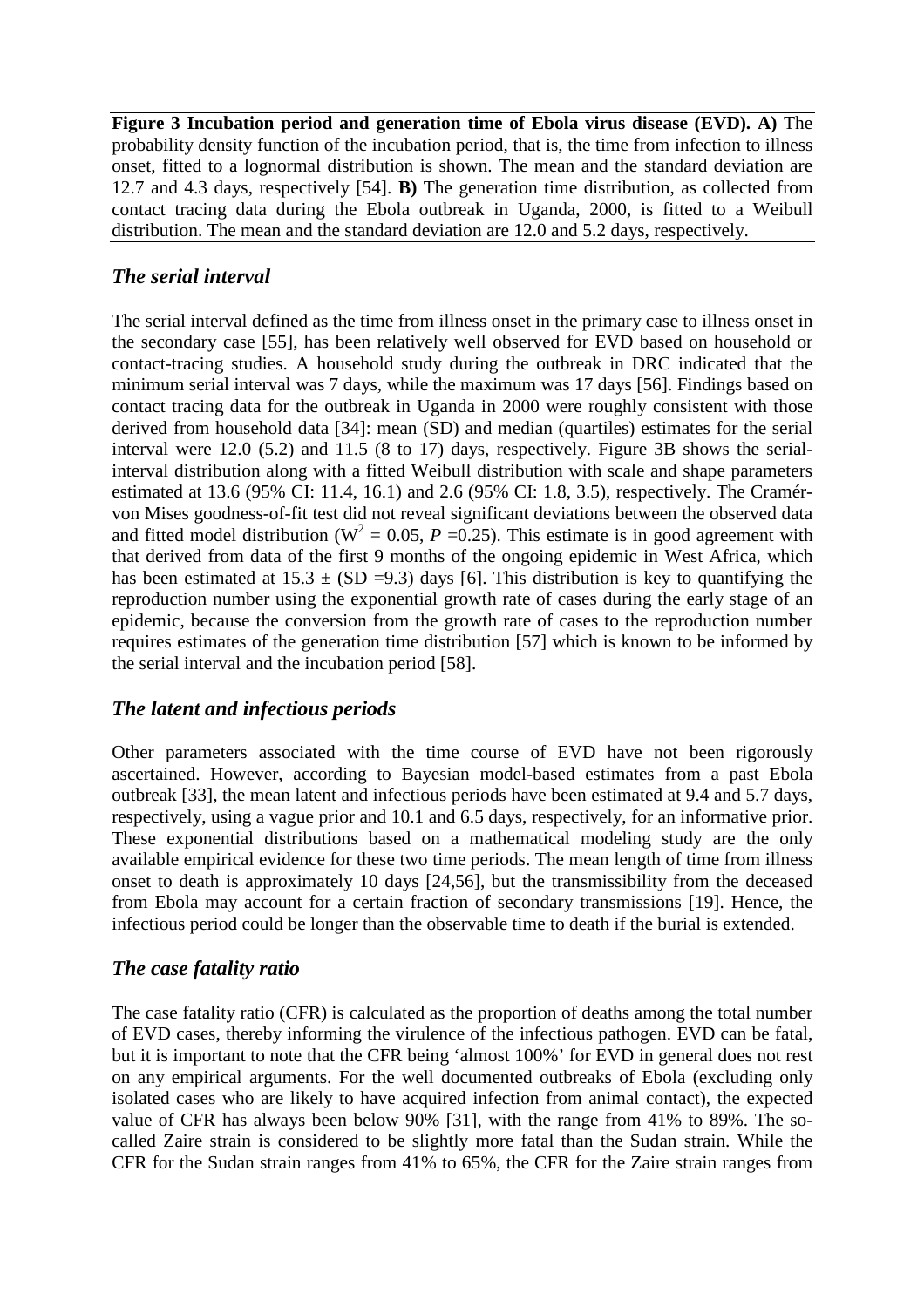**Figure 3 Incubation period and generation time of Ebola virus disease (EVD). A)** The probability density function of the incubation period, that is, the time from infection to illness onset, fitted to a lognormal distribution is shown. The mean and the standard deviation are 12.7 and 4.3 days, respectively [54]. **B)** The generation time distribution, as collected from contact tracing data during the Ebola outbreak in Uganda, 2000, is fitted to a Weibull distribution. The mean and the standard deviation are 12.0 and 5.2 days, respectively.

### *The serial interval*

The serial interval defined as the time from illness onset in the primary case to illness onset in the secondary case [55], has been relatively well observed for EVD based on household or contact-tracing studies. A household study during the outbreak in DRC indicated that the minimum serial interval was 7 days, while the maximum was 17 days [56]. Findings based on contact tracing data for the outbreak in Uganda in 2000 were roughly consistent with those derived from household data [34]: mean (SD) and median (quartiles) estimates for the serial interval were 12.0 (5.2) and 11.5 (8 to 17) days, respectively. Figure 3B shows the serial-interval distribution along with a fitted Weibull distribution with scale and shape parameters estimated at 13.6 (95% CI: 11.4, 16.1) and 2.6 (95% CI: 1.8, 3.5), respectively. The Cramér-von Mises goodness-of-fit test did not reveal significant deviations between the observed data and fitted model distribution ($W^2 = 0.05$, $P = 0.25$). This estimate is in good agreement with that derived from data of the first 9 months of the ongoing epidemic in West Africa, which has been estimated at $15.3 \pm$ (SD =9.3) days [6]. This distribution is key to quantifying the reproduction number using the exponential growth rate of cases during the early stage of an epidemic, because the conversion from the growth rate of cases to the reproduction number requires estimates of the generation time distribution [57] which is known to be informed by the serial interval and the incubation period [58].

### *The latent and infectious periods*

Other parameters associated with the time course of EVD have not been rigorously ascertained. However, according to Bayesian model-based estimates from a past Ebola outbreak [33], the mean latent and infectious periods have been estimated at 9.4 and 5.7 days, respectively, using a vague prior and 10.1 and 6.5 days, respectively, for an informative prior. These exponential distributions based on a mathematical modeling study are the only available empirical evidence for these two time periods. The mean length of time from illness onset to death is approximately 10 days [24,56], but the transmissibility from the deceased from Ebola may account for a certain fraction of secondary transmissions [19]. Hence, the infectious period could be longer than the observable time to death if the burial is extended.

### *The case fatality ratio*

The case fatality ratio (CFR) is calculated as the proportion of deaths among the total number of EVD cases, thereby informing the virulence of the infectious pathogen. EVD can be fatal, but it is important to note that the CFR being 'almost 100%' for EVD in general does not rest on any empirical arguments. For the well documented outbreaks of Ebola (excluding only isolated cases who are likely to have acquired infection from animal contact), the expected value of CFR has always been below 90% [31], with the range from 41% to 89%. The so-called Zaire strain is considered to be slightly more fatal than the Sudan strain. While the CFR for the Sudan strain ranges from 41% to 65%, the CFR for the Zaire strain ranges from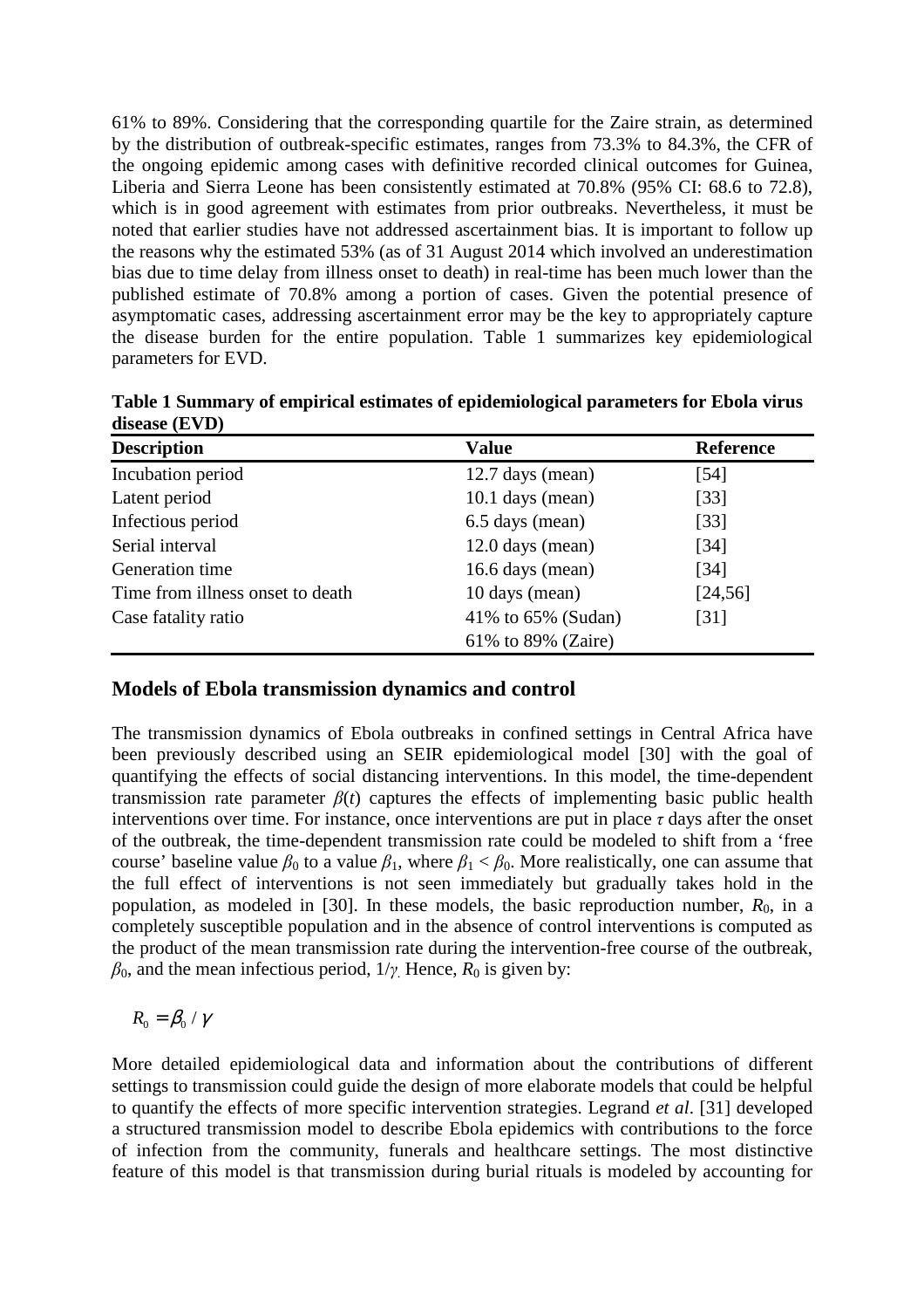61% to 89%. Considering that the corresponding quartile for the Zaire strain, as determined by the distribution of outbreak-specific estimates, ranges from 73.3% to 84.3%, the CFR of the ongoing epidemic among cases with definitive recorded clinical outcomes for Guinea, Liberia and Sierra Leone has been consistently estimated at 70.8% (95% CI: 68.6 to 72.8), which is in good agreement with estimates from prior outbreaks. Nevertheless, it must be noted that earlier studies have not addressed ascertainment bias. It is important to follow up the reasons why the estimated 53% (as of 31 August 2014 which involved an underestimation bias due to time delay from illness onset to death) in real-time has been much lower than the published estimate of 70.8% among a portion of cases. Given the potential presence of asymptomatic cases, addressing ascertainment error may be the key to appropriately capture the disease burden for the entire population. Table 1 summarizes key epidemiological parameters for EVD.

**Table 1 Summary of empirical estimates of epidemiological parameters for Ebola virus disease (EVD)**

| Description | Value | Reference |
| --- | --- | --- |
| Incubation period | 12.7 days (mean) | [54] |
| Latent period | 10.1 days (mean) | [33] |
| Infectious period | 6.5 days (mean) | [33] |
| Serial interval | 12.0 days (mean) | [34] |
| Generation time | 16.6 days (mean) | [34] |
| Time from illness onset to death | 10 days (mean) | [24,56] |
| Case fatality ratio | 41% to 65% (Sudan)<br>61% to 89% (Zaire) | [31] |

## Models of Ebola transmission dynamics and control

The transmission dynamics of Ebola outbreaks in confined settings in Central Africa have been previously described using an SEIR epidemiological model [30] with the goal of quantifying the effects of social distancing interventions. In this model, the time-dependent transmission rate parameter $\beta(t)$ captures the effects of implementing basic public health interventions over time. For instance, once interventions are put in place $\tau$ days after the onset of the outbreak, the time-dependent transmission rate could be modeled to shift from a 'free course' baseline value $\beta_0$ to a value $\beta_1$, where $\beta_1 < \beta_0$. More realistically, one can assume that the full effect of interventions is not seen immediately but gradually takes hold in the population, as modeled in [30]. In these models, the basic reproduction number, $R_0$, in a completely susceptible population and in the absence of control interventions is computed as the product of the mean transmission rate during the intervention-free course of the outbreak, $\beta_0$, and the mean infectious period, $1/\gamma$. Hence, $R_0$ is given by:

$$R_0 = \beta_0 / \gamma$$

More detailed epidemiological data and information about the contributions of different settings to transmission could guide the design of more elaborate models that could be helpful to quantify the effects of more specific intervention strategies. Legrand *et al*. [31] developed a structured transmission model to describe Ebola epidemics with contributions to the force of infection from the community, funerals and healthcare settings. The most distinctive feature of this model is that transmission during burial rituals is modeled by accounting for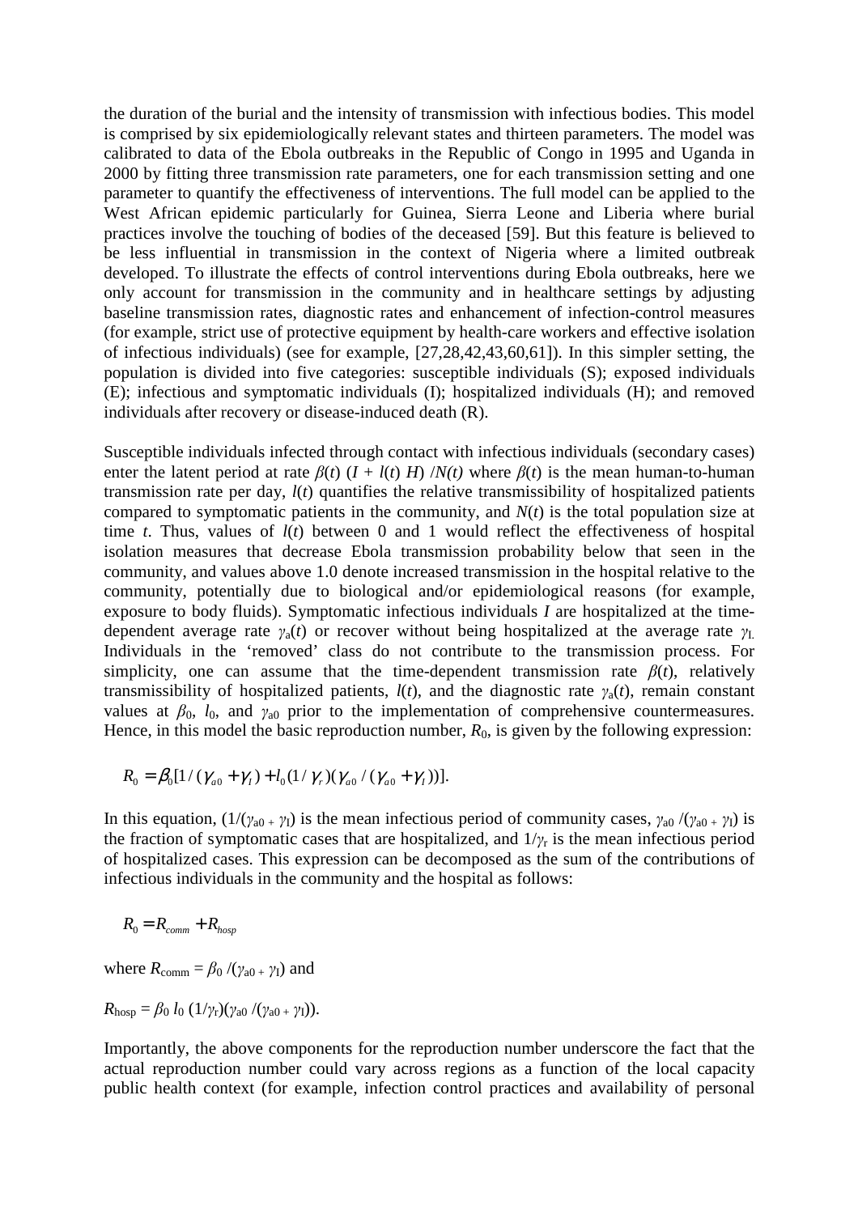the duration of the burial and the intensity of transmission with infectious bodies. This model is comprised by six epidemiologically relevant states and thirteen parameters. The model was calibrated to data of the Ebola outbreaks in the Republic of Congo in 1995 and Uganda in 2000 by fitting three transmission rate parameters, one for each transmission setting and one parameter to quantify the effectiveness of interventions. The full model can be applied to the West African epidemic particularly for Guinea, Sierra Leone and Liberia where burial practices involve the touching of bodies of the deceased [59]. But this feature is believed to be less influential in transmission in the context of Nigeria where a limited outbreak developed. To illustrate the effects of control interventions during Ebola outbreaks, here we only account for transmission in the community and in healthcare settings by adjusting baseline transmission rates, diagnostic rates and enhancement of infection-control measures (for example, strict use of protective equipment by health-care workers and effective isolation of infectious individuals) (see for example, [27,28,42,43,60,61]). In this simpler setting, the population is divided into five categories: susceptible individuals (S); exposed individuals (E); infectious and symptomatic individuals (I); hospitalized individuals (H); and removed individuals after recovery or disease-induced death (R).

Susceptible individuals infected through contact with infectious individuals (secondary cases) enter the latent period at rate $\beta(t)\,(I + l(t)\,H)\,/N(t)$ where $\beta(t)$ is the mean human-to-human transmission rate per day, $l(t)$ quantifies the relative transmissibility of hospitalized patients compared to symptomatic patients in the community, and $N(t)$ is the total population size at time $t$. Thus, values of $l(t)$ between 0 and 1 would reflect the effectiveness of hospital isolation measures that decrease Ebola transmission probability below that seen in the community, and values above 1.0 denote increased transmission in the hospital relative to the community, potentially due to biological and/or epidemiological reasons (for example, exposure to body fluids). Symptomatic infectious individuals $I$ are hospitalized at the time-dependent average rate $\gamma_a(t)$ or recover without being hospitalized at the average rate $\gamma_I$. Individuals in the 'removed' class do not contribute to the transmission process. For simplicity, one can assume that the time-dependent transmission rate $\beta(t)$, relatively transmissibility of hospitalized patients, $l(t)$, and the diagnostic rate $\gamma_a(t)$, remain constant values at $\beta_0$, $l_0$, and $\gamma_{a0}$ prior to the implementation of comprehensive countermeasures. Hence, in this model the basic reproduction number, $R_0$, is given by the following expression:

$$R_0 = \beta_0[1/(\gamma_{a0} + \gamma_I) + l_0(1/\gamma_r)(\gamma_{a0}/(\gamma_{a0} + \gamma_I))].$$

In this equation, $(1/(\gamma_{a0} + \gamma_I)$ is the mean infectious period of community cases, $\gamma_{a0}/(\gamma_{a0} + \gamma_I)$ is the fraction of symptomatic cases that are hospitalized, and $1/\gamma_r$ is the mean infectious period of hospitalized cases. This expression can be decomposed as the sum of the contributions of infectious individuals in the community and the hospital as follows:

$$R_0 = R_{comm} + R_{hosp}$$

where $R_{comm} = \beta_0/(\gamma_{a0} + \gamma_I)$ and

$R_{hosp} = \beta_0\, l_0\,(1/\gamma_r)(\gamma_{a0}/(\gamma_{a0} + \gamma_I))$.

Importantly, the above components for the reproduction number underscore the fact that the actual reproduction number could vary across regions as a function of the local capacity public health context (for example, infection control practices and availability of personal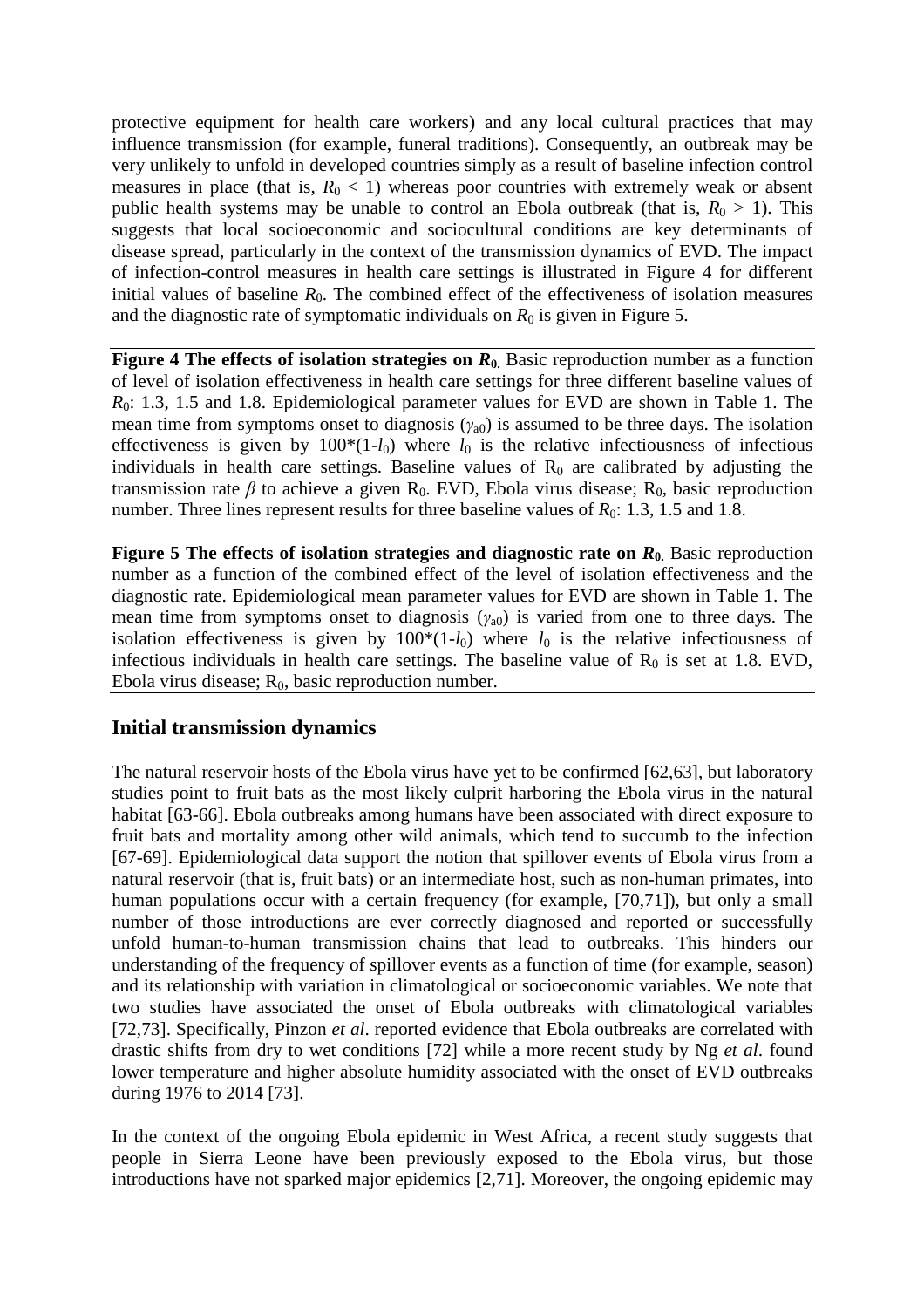protective equipment for health care workers) and any local cultural practices that may influence transmission (for example, funeral traditions). Consequently, an outbreak may be very unlikely to unfold in developed countries simply as a result of baseline infection control measures in place (that is, $R_0 < 1$) whereas poor countries with extremely weak or absent public health systems may be unable to control an Ebola outbreak (that is, $R_0 > 1$). This suggests that local socioeconomic and sociocultural conditions are key determinants of disease spread, particularly in the context of the transmission dynamics of EVD. The impact of infection-control measures in health care settings is illustrated in Figure 4 for different initial values of baseline $R_0$. The combined effect of the effectiveness of isolation measures and the diagnostic rate of symptomatic individuals on $R_0$ is given in Figure 5.

**Figure 4 The effects of isolation strategies on $R_0$.** Basic reproduction number as a function of level of isolation effectiveness in health care settings for three different baseline values of $R_0$: 1.3, 1.5 and 1.8. Epidemiological parameter values for EVD are shown in Table 1. The mean time from symptoms onset to diagnosis ($\gamma_{a0}$) is assumed to be three days. The isolation effectiveness is given by $100*(1-l_0)$ where $l_0$ is the relative infectiousness of infectious individuals in health care settings. Baseline values of $R_0$ are calibrated by adjusting the transmission rate $\beta$ to achieve a given $R_0$. EVD, Ebola virus disease; $R_0$, basic reproduction number. Three lines represent results for three baseline values of $R_0$: 1.3, 1.5 and 1.8.

**Figure 5 The effects of isolation strategies and diagnostic rate on $R_0$.** Basic reproduction number as a function of the combined effect of the level of isolation effectiveness and the diagnostic rate. Epidemiological mean parameter values for EVD are shown in Table 1. The mean time from symptoms onset to diagnosis ($\gamma_{a0}$) is varied from one to three days. The isolation effectiveness is given by $100*(1-l_0)$ where $l_0$ is the relative infectiousness of infectious individuals in health care settings. The baseline value of $R_0$ is set at 1.8. EVD, Ebola virus disease; $R_0$, basic reproduction number.

## Initial transmission dynamics

The natural reservoir hosts of the Ebola virus have yet to be confirmed [62,63], but laboratory studies point to fruit bats as the most likely culprit harboring the Ebola virus in the natural habitat [63-66]. Ebola outbreaks among humans have been associated with direct exposure to fruit bats and mortality among other wild animals, which tend to succumb to the infection [67-69]. Epidemiological data support the notion that spillover events of Ebola virus from a natural reservoir (that is, fruit bats) or an intermediate host, such as non-human primates, into human populations occur with a certain frequency (for example, [70,71]), but only a small number of those introductions are ever correctly diagnosed and reported or successfully unfold human-to-human transmission chains that lead to outbreaks. This hinders our understanding of the frequency of spillover events as a function of time (for example, season) and its relationship with variation in climatological or socioeconomic variables. We note that two studies have associated the onset of Ebola outbreaks with climatological variables [72,73]. Specifically, Pinzon *et al*. reported evidence that Ebola outbreaks are correlated with drastic shifts from dry to wet conditions [72] while a more recent study by Ng *et al*. found lower temperature and higher absolute humidity associated with the onset of EVD outbreaks during 1976 to 2014 [73].

In the context of the ongoing Ebola epidemic in West Africa, a recent study suggests that people in Sierra Leone have been previously exposed to the Ebola virus, but those introductions have not sparked major epidemics [2,71]. Moreover, the ongoing epidemic may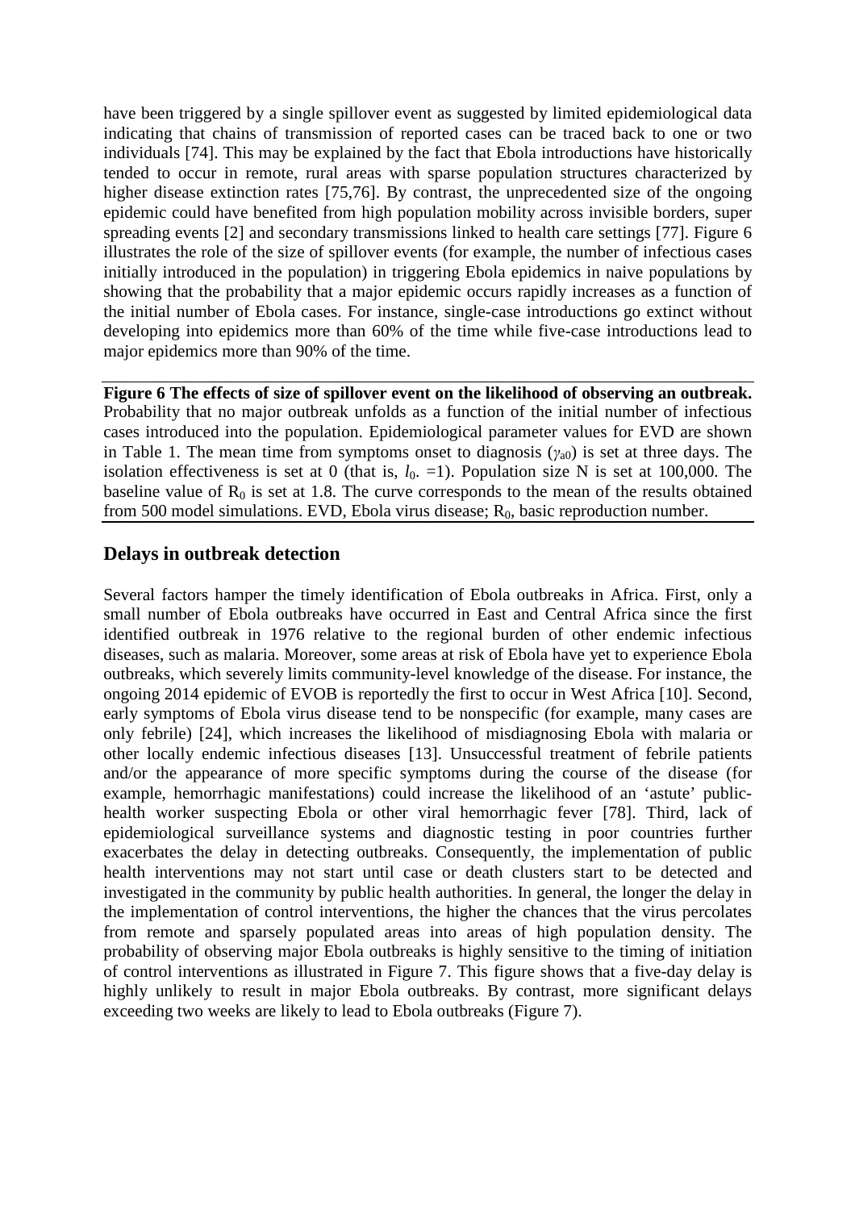have been triggered by a single spillover event as suggested by limited epidemiological data indicating that chains of transmission of reported cases can be traced back to one or two individuals [74]. This may be explained by the fact that Ebola introductions have historically tended to occur in remote, rural areas with sparse population structures characterized by higher disease extinction rates [75,76]. By contrast, the unprecedented size of the ongoing epidemic could have benefited from high population mobility across invisible borders, super spreading events [2] and secondary transmissions linked to health care settings [77]. Figure 6 illustrates the role of the size of spillover events (for example, the number of infectious cases initially introduced in the population) in triggering Ebola epidemics in naive populations by showing that the probability that a major epidemic occurs rapidly increases as a function of the initial number of Ebola cases. For instance, single-case introductions go extinct without developing into epidemics more than 60% of the time while five-case introductions lead to major epidemics more than 90% of the time.

**Figure 6 The effects of size of spillover event on the likelihood of observing an outbreak.** Probability that no major outbreak unfolds as a function of the initial number of infectious cases introduced into the population. Epidemiological parameter values for EVD are shown in Table 1. The mean time from symptoms onset to diagnosis ($\gamma_{a0}$) is set at three days. The isolation effectiveness is set at 0 (that is, $l_0$. =1). Population size N is set at 100,000. The baseline value of $R_0$ is set at 1.8. The curve corresponds to the mean of the results obtained from 500 model simulations. EVD, Ebola virus disease; $R_0$, basic reproduction number.

## Delays in outbreak detection

Several factors hamper the timely identification of Ebola outbreaks in Africa. First, only a small number of Ebola outbreaks have occurred in East and Central Africa since the first identified outbreak in 1976 relative to the regional burden of other endemic infectious diseases, such as malaria. Moreover, some areas at risk of Ebola have yet to experience Ebola outbreaks, which severely limits community-level knowledge of the disease. For instance, the ongoing 2014 epidemic of EVOB is reportedly the first to occur in West Africa [10]. Second, early symptoms of Ebola virus disease tend to be nonspecific (for example, many cases are only febrile) [24], which increases the likelihood of misdiagnosing Ebola with malaria or other locally endemic infectious diseases [13]. Unsuccessful treatment of febrile patients and/or the appearance of more specific symptoms during the course of the disease (for example, hemorrhagic manifestations) could increase the likelihood of an 'astute' public-health worker suspecting Ebola or other viral hemorrhagic fever [78]. Third, lack of epidemiological surveillance systems and diagnostic testing in poor countries further exacerbates the delay in detecting outbreaks. Consequently, the implementation of public health interventions may not start until case or death clusters start to be detected and investigated in the community by public health authorities. In general, the longer the delay in the implementation of control interventions, the higher the chances that the virus percolates from remote and sparsely populated areas into areas of high population density. The probability of observing major Ebola outbreaks is highly sensitive to the timing of initiation of control interventions as illustrated in Figure 7. This figure shows that a five-day delay is highly unlikely to result in major Ebola outbreaks. By contrast, more significant delays exceeding two weeks are likely to lead to Ebola outbreaks (Figure 7).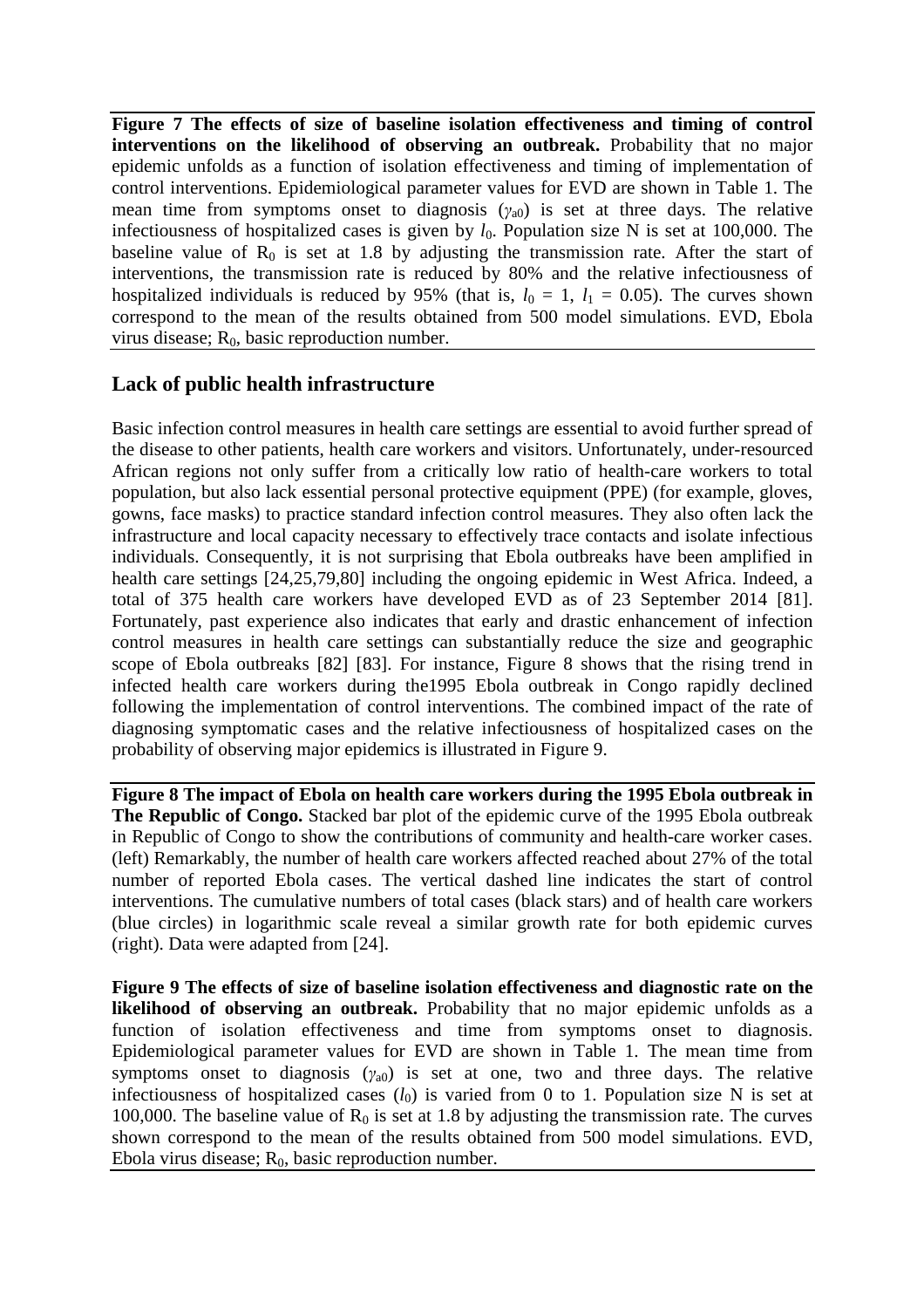**Figure 7 The effects of size of baseline isolation effectiveness and timing of control interventions on the likelihood of observing an outbreak.** Probability that no major epidemic unfolds as a function of isolation effectiveness and timing of implementation of control interventions. Epidemiological parameter values for EVD are shown in Table 1. The mean time from symptoms onset to diagnosis ($\gamma_{a0}$) is set at three days. The relative infectiousness of hospitalized cases is given by $l_0$. Population size N is set at 100,000. The baseline value of $R_0$ is set at 1.8 by adjusting the transmission rate. After the start of interventions, the transmission rate is reduced by 80% and the relative infectiousness of hospitalized individuals is reduced by 95% (that is, $l_0 = 1$, $l_1 = 0.05$). The curves shown correspond to the mean of the results obtained from 500 model simulations. EVD, Ebola virus disease; $R_0$, basic reproduction number.

## Lack of public health infrastructure

Basic infection control measures in health care settings are essential to avoid further spread of the disease to other patients, health care workers and visitors. Unfortunately, under-resourced African regions not only suffer from a critically low ratio of health-care workers to total population, but also lack essential personal protective equipment (PPE) (for example, gloves, gowns, face masks) to practice standard infection control measures. They also often lack the infrastructure and local capacity necessary to effectively trace contacts and isolate infectious individuals. Consequently, it is not surprising that Ebola outbreaks have been amplified in health care settings [24,25,79,80] including the ongoing epidemic in West Africa. Indeed, a total of 375 health care workers have developed EVD as of 23 September 2014 [81]. Fortunately, past experience also indicates that early and drastic enhancement of infection control measures in health care settings can substantially reduce the size and geographic scope of Ebola outbreaks [82] [83]. For instance, Figure 8 shows that the rising trend in infected health care workers during the1995 Ebola outbreak in Congo rapidly declined following the implementation of control interventions. The combined impact of the rate of diagnosing symptomatic cases and the relative infectiousness of hospitalized cases on the probability of observing major epidemics is illustrated in Figure 9.

**Figure 8 The impact of Ebola on health care workers during the 1995 Ebola outbreak in The Republic of Congo.** Stacked bar plot of the epidemic curve of the 1995 Ebola outbreak in Republic of Congo to show the contributions of community and health-care worker cases. (left) Remarkably, the number of health care workers affected reached about 27% of the total number of reported Ebola cases. The vertical dashed line indicates the start of control interventions. The cumulative numbers of total cases (black stars) and of health care workers (blue circles) in logarithmic scale reveal a similar growth rate for both epidemic curves (right). Data were adapted from [24].

**Figure 9 The effects of size of baseline isolation effectiveness and diagnostic rate on the likelihood of observing an outbreak.** Probability that no major epidemic unfolds as a function of isolation effectiveness and time from symptoms onset to diagnosis. Epidemiological parameter values for EVD are shown in Table 1. The mean time from symptoms onset to diagnosis ($\gamma_{a0}$) is set at one, two and three days. The relative infectiousness of hospitalized cases ($l_0$) is varied from 0 to 1. Population size N is set at 100,000. The baseline value of $R_0$ is set at 1.8 by adjusting the transmission rate. The curves shown correspond to the mean of the results obtained from 500 model simulations. EVD, Ebola virus disease; $R_0$, basic reproduction number.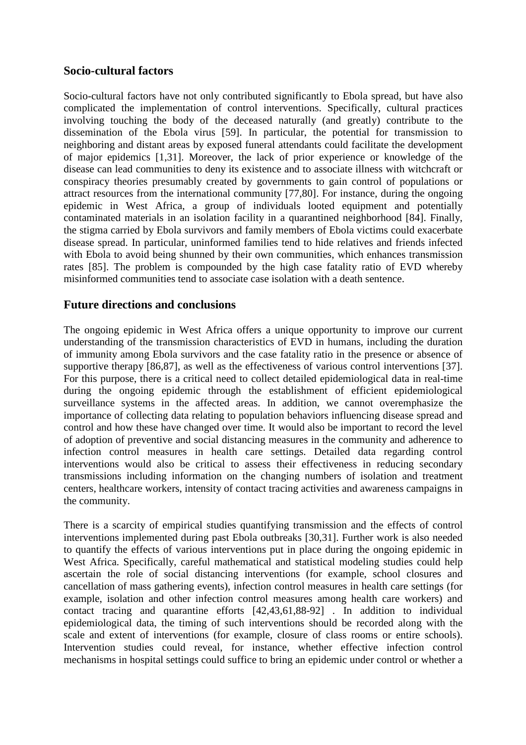## Socio-cultural factors

Socio-cultural factors have not only contributed significantly to Ebola spread, but have also complicated the implementation of control interventions. Specifically, cultural practices involving touching the body of the deceased naturally (and greatly) contribute to the dissemination of the Ebola virus [59]. In particular, the potential for transmission to neighboring and distant areas by exposed funeral attendants could facilitate the development of major epidemics [1,31]. Moreover, the lack of prior experience or knowledge of the disease can lead communities to deny its existence and to associate illness with witchcraft or conspiracy theories presumably created by governments to gain control of populations or attract resources from the international community [77,80]. For instance, during the ongoing epidemic in West Africa, a group of individuals looted equipment and potentially contaminated materials in an isolation facility in a quarantined neighborhood [84]. Finally, the stigma carried by Ebola survivors and family members of Ebola victims could exacerbate disease spread. In particular, uninformed families tend to hide relatives and friends infected with Ebola to avoid being shunned by their own communities, which enhances transmission rates [85]. The problem is compounded by the high case fatality ratio of EVD whereby misinformed communities tend to associate case isolation with a death sentence.

## Future directions and conclusions

The ongoing epidemic in West Africa offers a unique opportunity to improve our current understanding of the transmission characteristics of EVD in humans, including the duration of immunity among Ebola survivors and the case fatality ratio in the presence or absence of supportive therapy [86,87], as well as the effectiveness of various control interventions [37]. For this purpose, there is a critical need to collect detailed epidemiological data in real-time during the ongoing epidemic through the establishment of efficient epidemiological surveillance systems in the affected areas. In addition, we cannot overemphasize the importance of collecting data relating to population behaviors influencing disease spread and control and how these have changed over time. It would also be important to record the level of adoption of preventive and social distancing measures in the community and adherence to infection control measures in health care settings. Detailed data regarding control interventions would also be critical to assess their effectiveness in reducing secondary transmissions including information on the changing numbers of isolation and treatment centers, healthcare workers, intensity of contact tracing activities and awareness campaigns in the community.

There is a scarcity of empirical studies quantifying transmission and the effects of control interventions implemented during past Ebola outbreaks [30,31]. Further work is also needed to quantify the effects of various interventions put in place during the ongoing epidemic in West Africa. Specifically, careful mathematical and statistical modeling studies could help ascertain the role of social distancing interventions (for example, school closures and cancellation of mass gathering events), infection control measures in health care settings (for example, isolation and other infection control measures among health care workers) and contact tracing and quarantine efforts [42,43,61,88-92] . In addition to individual epidemiological data, the timing of such interventions should be recorded along with the scale and extent of interventions (for example, closure of class rooms or entire schools). Intervention studies could reveal, for instance, whether effective infection control mechanisms in hospital settings could suffice to bring an epidemic under control or whether a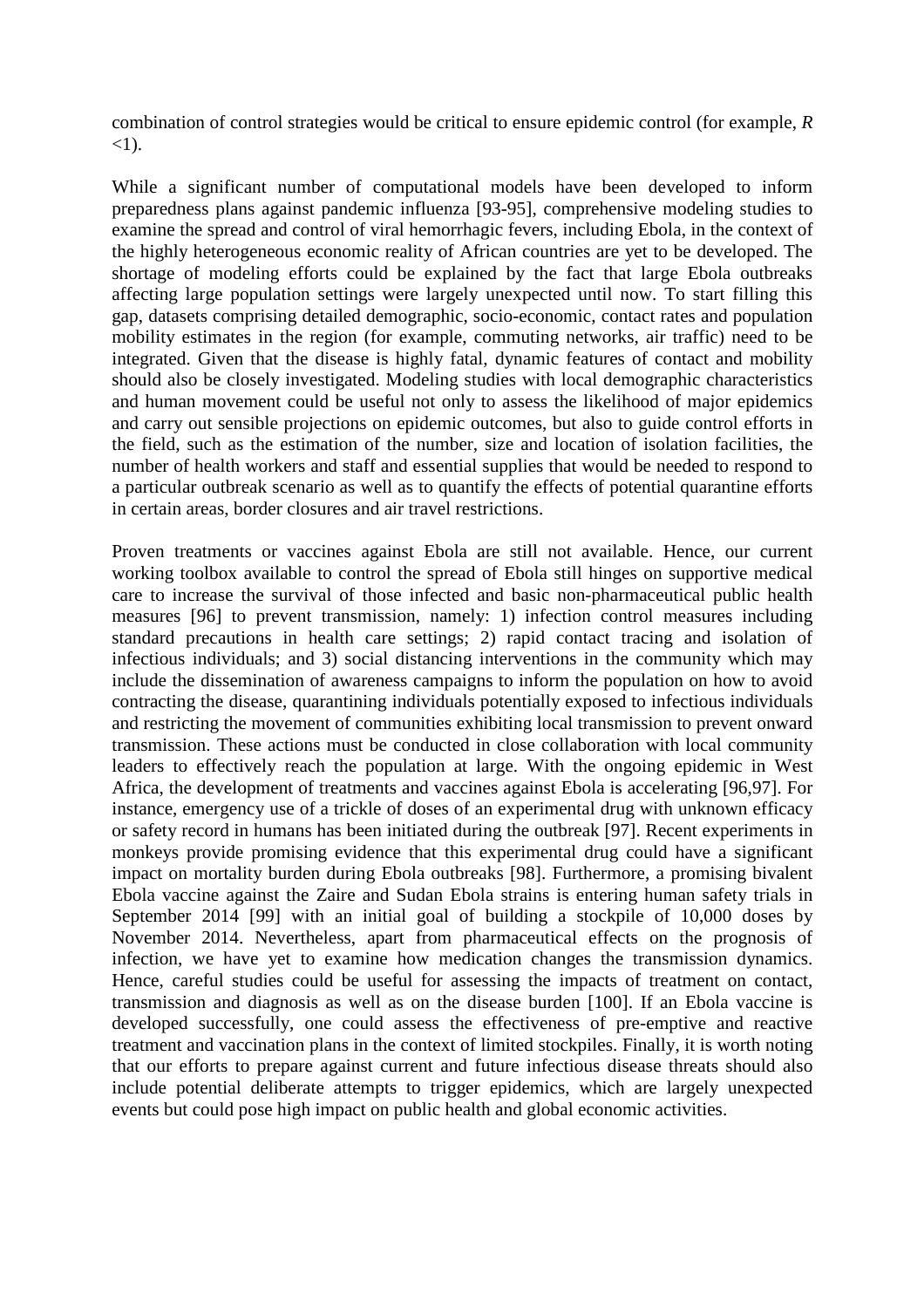combination of control strategies would be critical to ensure epidemic control (for example, $R < 1$).

While a significant number of computational models have been developed to inform preparedness plans against pandemic influenza [93-95], comprehensive modeling studies to examine the spread and control of viral hemorrhagic fevers, including Ebola, in the context of the highly heterogeneous economic reality of African countries are yet to be developed. The shortage of modeling efforts could be explained by the fact that large Ebola outbreaks affecting large population settings were largely unexpected until now. To start filling this gap, datasets comprising detailed demographic, socio-economic, contact rates and population mobility estimates in the region (for example, commuting networks, air traffic) need to be integrated. Given that the disease is highly fatal, dynamic features of contact and mobility should also be closely investigated. Modeling studies with local demographic characteristics and human movement could be useful not only to assess the likelihood of major epidemics and carry out sensible projections on epidemic outcomes, but also to guide control efforts in the field, such as the estimation of the number, size and location of isolation facilities, the number of health workers and staff and essential supplies that would be needed to respond to a particular outbreak scenario as well as to quantify the effects of potential quarantine efforts in certain areas, border closures and air travel restrictions.

Proven treatments or vaccines against Ebola are still not available. Hence, our current working toolbox available to control the spread of Ebola still hinges on supportive medical care to increase the survival of those infected and basic non-pharmaceutical public health measures [96] to prevent transmission, namely: 1) infection control measures including standard precautions in health care settings; 2) rapid contact tracing and isolation of infectious individuals; and 3) social distancing interventions in the community which may include the dissemination of awareness campaigns to inform the population on how to avoid contracting the disease, quarantining individuals potentially exposed to infectious individuals and restricting the movement of communities exhibiting local transmission to prevent onward transmission. These actions must be conducted in close collaboration with local community leaders to effectively reach the population at large. With the ongoing epidemic in West Africa, the development of treatments and vaccines against Ebola is accelerating [96,97]. For instance, emergency use of a trickle of doses of an experimental drug with unknown efficacy or safety record in humans has been initiated during the outbreak [97]. Recent experiments in monkeys provide promising evidence that this experimental drug could have a significant impact on mortality burden during Ebola outbreaks [98]. Furthermore, a promising bivalent Ebola vaccine against the Zaire and Sudan Ebola strains is entering human safety trials in September 2014 [99] with an initial goal of building a stockpile of 10,000 doses by November 2014. Nevertheless, apart from pharmaceutical effects on the prognosis of infection, we have yet to examine how medication changes the transmission dynamics. Hence, careful studies could be useful for assessing the impacts of treatment on contact, transmission and diagnosis as well as on the disease burden [100]. If an Ebola vaccine is developed successfully, one could assess the effectiveness of pre-emptive and reactive treatment and vaccination plans in the context of limited stockpiles. Finally, it is worth noting that our efforts to prepare against current and future infectious disease threats should also include potential deliberate attempts to trigger epidemics, which are largely unexpected events but could pose high impact on public health and global economic activities.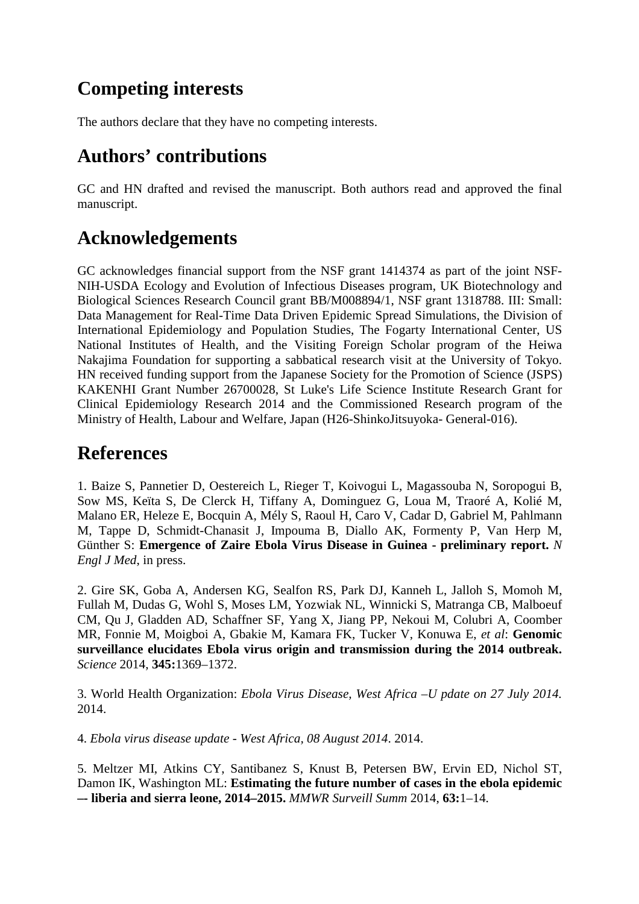# Competing interests

The authors declare that they have no competing interests.

# Authors' contributions

GC and HN drafted and revised the manuscript. Both authors read and approved the final manuscript.

# Acknowledgements

GC acknowledges financial support from the NSF grant 1414374 as part of the joint NSF-NIH-USDA Ecology and Evolution of Infectious Diseases program, UK Biotechnology and Biological Sciences Research Council grant BB/M008894/1, NSF grant 1318788. III: Small: Data Management for Real-Time Data Driven Epidemic Spread Simulations, the Division of International Epidemiology and Population Studies, The Fogarty International Center, US National Institutes of Health, and the Visiting Foreign Scholar program of the Heiwa Nakajima Foundation for supporting a sabbatical research visit at the University of Tokyo. HN received funding support from the Japanese Society for the Promotion of Science (JSPS) KAKENHI Grant Number 26700028, St Luke's Life Science Institute Research Grant for Clinical Epidemiology Research 2014 and the Commissioned Research program of the Ministry of Health, Labour and Welfare, Japan (H26-ShinkoJitsuyoka- General-016).

# References

1. Baize S, Pannetier D, Oestereich L, Rieger T, Koivogui L, Magassouba N, Soropogui B, Sow MS, Keïta S, De Clerck H, Tiffany A, Dominguez G, Loua M, Traoré A, Kolié M, Malano ER, Heleze E, Bocquin A, Mély S, Raoul H, Caro V, Cadar D, Gabriel M, Pahlmann M, Tappe D, Schmidt-Chanasit J, Impouma B, Diallo AK, Formenty P, Van Herp M, Günther S: **Emergence of Zaire Ebola Virus Disease in Guinea - preliminary report.** *N Engl J Med*, in press.

2. Gire SK, Goba A, Andersen KG, Sealfon RS, Park DJ, Kanneh L, Jalloh S, Momoh M, Fullah M, Dudas G, Wohl S, Moses LM, Yozwiak NL, Winnicki S, Matranga CB, Malboeuf CM, Qu J, Gladden AD, Schaffner SF, Yang X, Jiang PP, Nekoui M, Colubri A, Coomber MR, Fonnie M, Moigboi A, Gbakie M, Kamara FK, Tucker V, Konuwa E, *et al*: **Genomic surveillance elucidates Ebola virus origin and transmission during the 2014 outbreak.** *Science* 2014, **345:**1369–1372.

3. World Health Organization: *Ebola Virus Disease, West Africa –U pdate on 27 July 2014.* 2014.

4. *Ebola virus disease update - West Africa, 08 August 2014*. 2014.

5. Meltzer MI, Atkins CY, Santibanez S, Knust B, Petersen BW, Ervin ED, Nichol ST, Damon IK, Washington ML: **Estimating the future number of cases in the ebola epidemic — liberia and sierra leone, 2014–2015.** *MMWR Surveill Summ* 2014, **63:**1–14.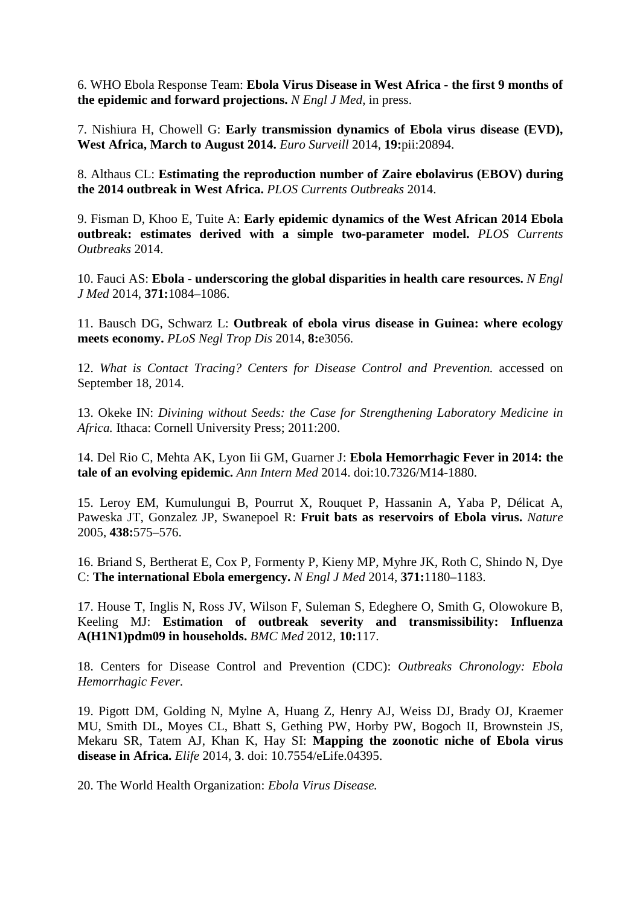6. WHO Ebola Response Team: **Ebola Virus Disease in West Africa - the first 9 months of the epidemic and forward projections.** *N Engl J Med*, in press.

7. Nishiura H, Chowell G: **Early transmission dynamics of Ebola virus disease (EVD), West Africa, March to August 2014.** *Euro Surveill* 2014, **19:**pii:20894.

8. Althaus CL: **Estimating the reproduction number of Zaire ebolavirus (EBOV) during the 2014 outbreak in West Africa.** *PLOS Currents Outbreaks* 2014.

9. Fisman D, Khoo E, Tuite A: **Early epidemic dynamics of the West African 2014 Ebola outbreak: estimates derived with a simple two-parameter model.** *PLOS Currents Outbreaks* 2014.

10. Fauci AS: **Ebola - underscoring the global disparities in health care resources.** *N Engl J Med* 2014, **371:**1084–1086.

11. Bausch DG, Schwarz L: **Outbreak of ebola virus disease in Guinea: where ecology meets economy.** *PLoS Negl Trop Dis* 2014, **8:**e3056.

12. *What is Contact Tracing? Centers for Disease Control and Prevention.* accessed on September 18, 2014.

13. Okeke IN: *Divining without Seeds: the Case for Strengthening Laboratory Medicine in Africa.* Ithaca: Cornell University Press; 2011:200.

14. Del Rio C, Mehta AK, Lyon Iii GM, Guarner J: **Ebola Hemorrhagic Fever in 2014: the tale of an evolving epidemic.** *Ann Intern Med* 2014. doi:10.7326/M14-1880.

15. Leroy EM, Kumulungui B, Pourrut X, Rouquet P, Hassanin A, Yaba P, Délicat A, Paweska JT, Gonzalez JP, Swanepoel R: **Fruit bats as reservoirs of Ebola virus.** *Nature* 2005, **438:**575–576.

16. Briand S, Bertherat E, Cox P, Formenty P, Kieny MP, Myhre JK, Roth C, Shindo N, Dye C: **The international Ebola emergency.** *N Engl J Med* 2014, **371:**1180–1183.

17. House T, Inglis N, Ross JV, Wilson F, Suleman S, Edeghere O, Smith G, Olowokure B, Keeling MJ: **Estimation of outbreak severity and transmissibility: Influenza A(H1N1)pdm09 in households.** *BMC Med* 2012, **10:**117.

18. Centers for Disease Control and Prevention (CDC): *Outbreaks Chronology: Ebola Hemorrhagic Fever.*

19. Pigott DM, Golding N, Mylne A, Huang Z, Henry AJ, Weiss DJ, Brady OJ, Kraemer MU, Smith DL, Moyes CL, Bhatt S, Gething PW, Horby PW, Bogoch II, Brownstein JS, Mekaru SR, Tatem AJ, Khan K, Hay SI: **Mapping the zoonotic niche of Ebola virus disease in Africa.** *Elife* 2014, **3**. doi: 10.7554/eLife.04395.

20. The World Health Organization: *Ebola Virus Disease.*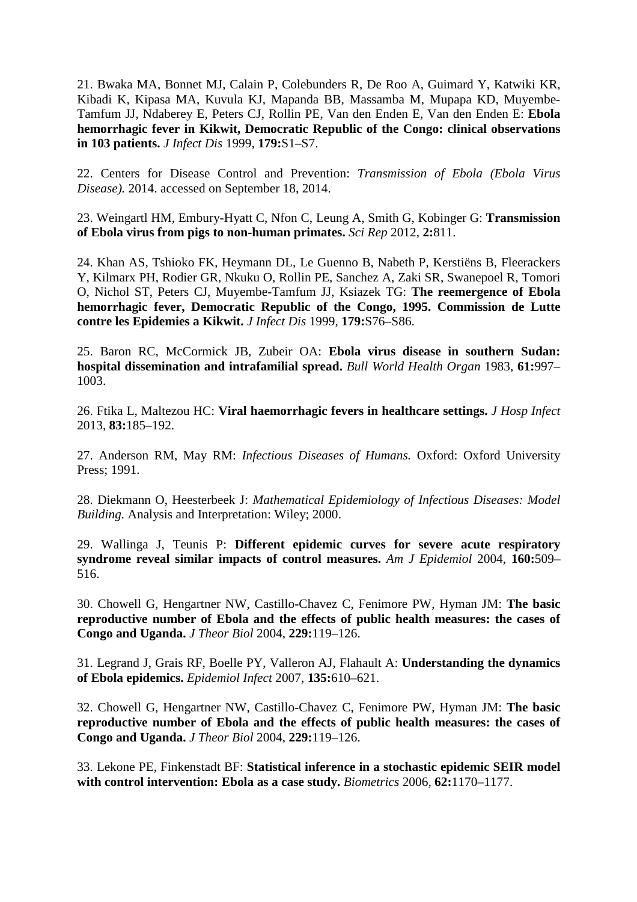21. Bwaka MA, Bonnet MJ, Calain P, Colebunders R, De Roo A, Guimard Y, Katwiki KR, Kibadi K, Kipasa MA, Kuvula KJ, Mapanda BB, Massamba M, Mupapa KD, Muyembe-Tamfum JJ, Ndaberey E, Peters CJ, Rollin PE, Van den Enden E, Van den Enden E: **Ebola hemorrhagic fever in Kikwit, Democratic Republic of the Congo: clinical observations in 103 patients.** *J Infect Dis* 1999, **179:**S1–S7.

22. Centers for Disease Control and Prevention: *Transmission of Ebola (Ebola Virus Disease).* 2014. accessed on September 18, 2014.

23. Weingartl HM, Embury-Hyatt C, Nfon C, Leung A, Smith G, Kobinger G: **Transmission of Ebola virus from pigs to non-human primates.** *Sci Rep* 2012, **2:**811.

24. Khan AS, Tshioko FK, Heymann DL, Le Guenno B, Nabeth P, Kerstiëns B, Fleerackers Y, Kilmarx PH, Rodier GR, Nkuku O, Rollin PE, Sanchez A, Zaki SR, Swanepoel R, Tomori O, Nichol ST, Peters CJ, Muyembe-Tamfum JJ, Ksiazek TG: **The reemergence of Ebola hemorrhagic fever, Democratic Republic of the Congo, 1995. Commission de Lutte contre les Epidemies a Kikwit.** *J Infect Dis* 1999, **179:**S76–S86.

25. Baron RC, McCormick JB, Zubeir OA: **Ebola virus disease in southern Sudan: hospital dissemination and intrafamilial spread.** *Bull World Health Organ* 1983, **61:**997–1003.

26. Ftika L, Maltezou HC: **Viral haemorrhagic fevers in healthcare settings.** *J Hosp Infect* 2013, **83:**185–192.

27. Anderson RM, May RM: *Infectious Diseases of Humans.* Oxford: Oxford University Press; 1991.

28. Diekmann O, Heesterbeek J: *Mathematical Epidemiology of Infectious Diseases: Model Building.* Analysis and Interpretation: Wiley; 2000.

29. Wallinga J, Teunis P: **Different epidemic curves for severe acute respiratory syndrome reveal similar impacts of control measures.** *Am J Epidemiol* 2004, **160:**509–516.

30. Chowell G, Hengartner NW, Castillo-Chavez C, Fenimore PW, Hyman JM: **The basic reproductive number of Ebola and the effects of public health measures: the cases of Congo and Uganda.** *J Theor Biol* 2004, **229:**119–126.

31. Legrand J, Grais RF, Boelle PY, Valleron AJ, Flahault A: **Understanding the dynamics of Ebola epidemics.** *Epidemiol Infect* 2007, **135:**610–621.

32. Chowell G, Hengartner NW, Castillo-Chavez C, Fenimore PW, Hyman JM: **The basic reproductive number of Ebola and the effects of public health measures: the cases of Congo and Uganda.** *J Theor Biol* 2004, **229:**119–126.

33. Lekone PE, Finkenstadt BF: **Statistical inference in a stochastic epidemic SEIR model with control intervention: Ebola as a case study.** *Biometrics* 2006, **62:**1170–1177.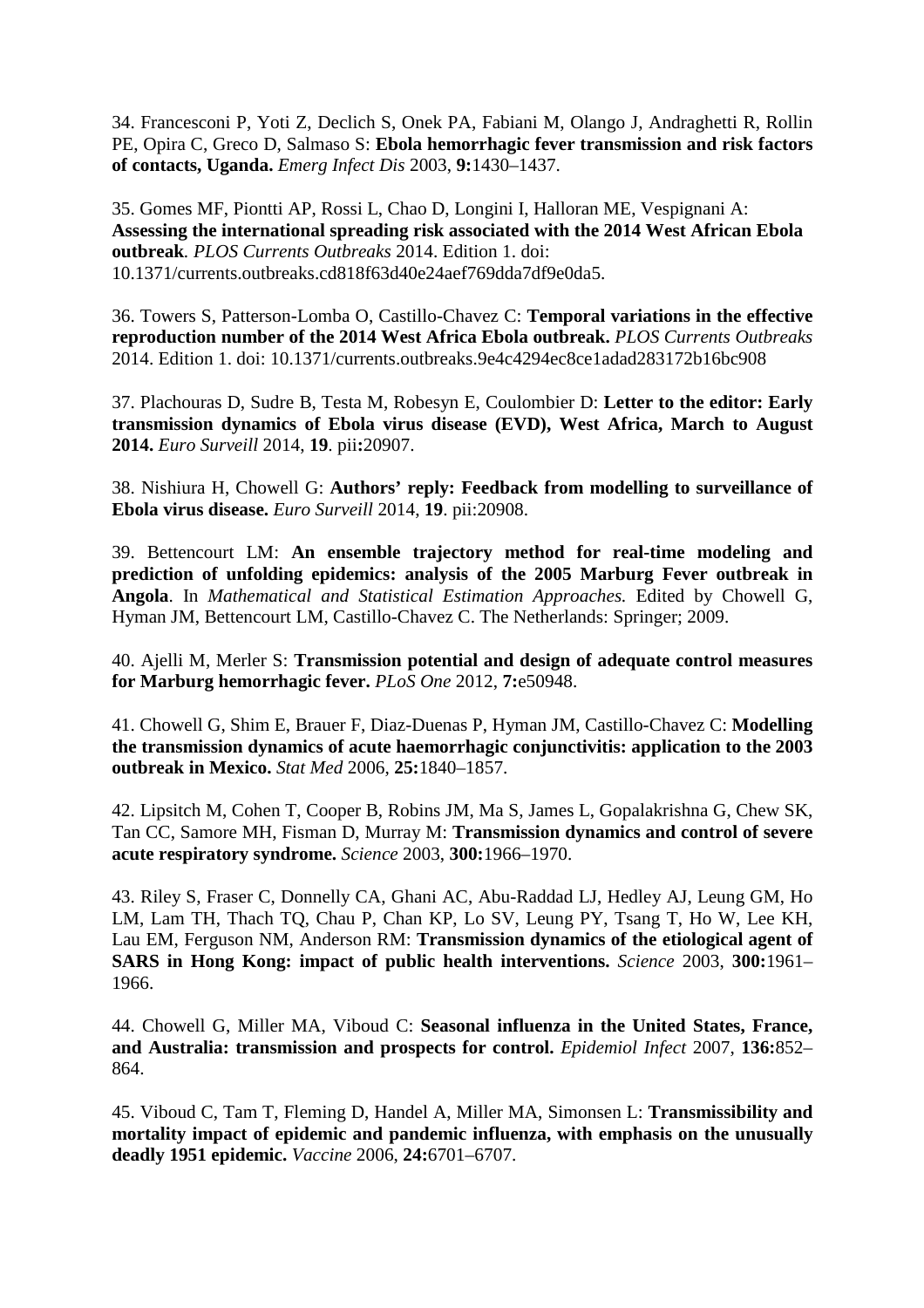34. Francesconi P, Yoti Z, Declich S, Onek PA, Fabiani M, Olango J, Andraghetti R, Rollin PE, Opira C, Greco D, Salmaso S: **Ebola hemorrhagic fever transmission and risk factors of contacts, Uganda.** *Emerg Infect Dis* 2003, **9:**1430–1437.

35. Gomes MF, Piontti AP, Rossi L, Chao D, Longini I, Halloran ME, Vespignani A: **Assessing the international spreading risk associated with the 2014 West African Ebola outbreak**. *PLOS Currents Outbreaks* 2014. Edition 1. doi: 10.1371/currents.outbreaks.cd818f63d40e24aef769dda7df9e0da5.

36. Towers S, Patterson-Lomba O, Castillo-Chavez C: **Temporal variations in the effective reproduction number of the 2014 West Africa Ebola outbreak.** *PLOS Currents Outbreaks* 2014. Edition 1. doi: 10.1371/currents.outbreaks.9e4c4294ec8ce1adad283172b16bc908

37. Plachouras D, Sudre B, Testa M, Robesyn E, Coulombier D: **Letter to the editor: Early transmission dynamics of Ebola virus disease (EVD), West Africa, March to August 2014.** *Euro Surveill* 2014, **19**. pii**:**20907.

38. Nishiura H, Chowell G: **Authors' reply: Feedback from modelling to surveillance of Ebola virus disease.** *Euro Surveill* 2014, **19**. pii:20908.

39. Bettencourt LM: **An ensemble trajectory method for real-time modeling and prediction of unfolding epidemics: analysis of the 2005 Marburg Fever outbreak in Angola**. In *Mathematical and Statistical Estimation Approaches.* Edited by Chowell G, Hyman JM, Bettencourt LM, Castillo-Chavez C. The Netherlands: Springer; 2009.

40. Ajelli M, Merler S: **Transmission potential and design of adequate control measures for Marburg hemorrhagic fever.** *PLoS One* 2012, **7:**e50948.

41. Chowell G, Shim E, Brauer F, Diaz-Duenas P, Hyman JM, Castillo-Chavez C: **Modelling the transmission dynamics of acute haemorrhagic conjunctivitis: application to the 2003 outbreak in Mexico.** *Stat Med* 2006, **25:**1840–1857.

42. Lipsitch M, Cohen T, Cooper B, Robins JM, Ma S, James L, Gopalakrishna G, Chew SK, Tan CC, Samore MH, Fisman D, Murray M: **Transmission dynamics and control of severe acute respiratory syndrome.** *Science* 2003, **300:**1966–1970.

43. Riley S, Fraser C, Donnelly CA, Ghani AC, Abu-Raddad LJ, Hedley AJ, Leung GM, Ho LM, Lam TH, Thach TQ, Chau P, Chan KP, Lo SV, Leung PY, Tsang T, Ho W, Lee KH, Lau EM, Ferguson NM, Anderson RM: **Transmission dynamics of the etiological agent of SARS in Hong Kong: impact of public health interventions.** *Science* 2003, **300:**1961–1966.

44. Chowell G, Miller MA, Viboud C: **Seasonal influenza in the United States, France, and Australia: transmission and prospects for control.** *Epidemiol Infect* 2007, **136:**852–864.

45. Viboud C, Tam T, Fleming D, Handel A, Miller MA, Simonsen L: **Transmissibility and mortality impact of epidemic and pandemic influenza, with emphasis on the unusually deadly 1951 epidemic.** *Vaccine* 2006, **24:**6701–6707.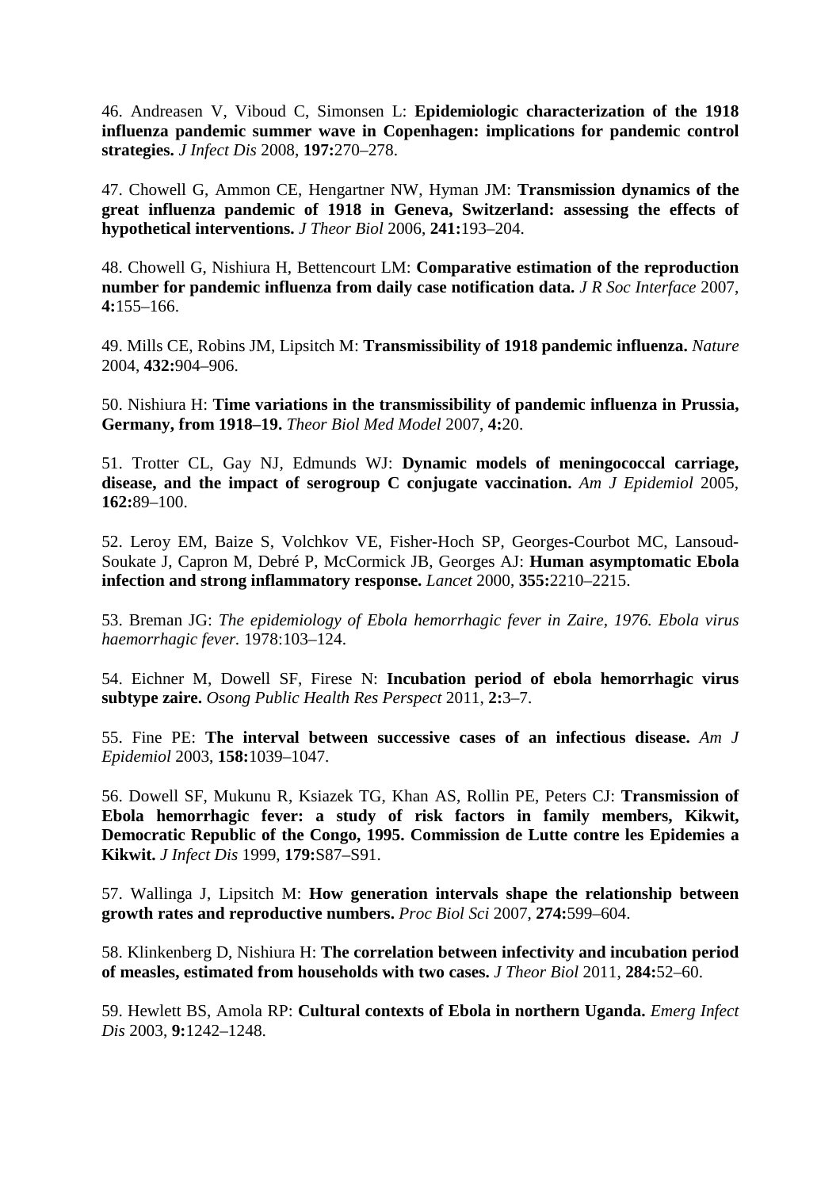46. Andreasen V, Viboud C, Simonsen L: **Epidemiologic characterization of the 1918 influenza pandemic summer wave in Copenhagen: implications for pandemic control strategies.** *J Infect Dis* 2008, **197:**270–278.

47. Chowell G, Ammon CE, Hengartner NW, Hyman JM: **Transmission dynamics of the great influenza pandemic of 1918 in Geneva, Switzerland: assessing the effects of hypothetical interventions.** *J Theor Biol* 2006, **241:**193–204.

48. Chowell G, Nishiura H, Bettencourt LM: **Comparative estimation of the reproduction number for pandemic influenza from daily case notification data.** *J R Soc Interface* 2007, **4:**155–166.

49. Mills CE, Robins JM, Lipsitch M: **Transmissibility of 1918 pandemic influenza.** *Nature* 2004, **432:**904–906.

50. Nishiura H: **Time variations in the transmissibility of pandemic influenza in Prussia, Germany, from 1918–19.** *Theor Biol Med Model* 2007, **4:**20.

51. Trotter CL, Gay NJ, Edmunds WJ: **Dynamic models of meningococcal carriage, disease, and the impact of serogroup C conjugate vaccination.** *Am J Epidemiol* 2005, **162:**89–100.

52. Leroy EM, Baize S, Volchkov VE, Fisher-Hoch SP, Georges-Courbot MC, Lansoud-Soukate J, Capron M, Debré P, McCormick JB, Georges AJ: **Human asymptomatic Ebola infection and strong inflammatory response.** *Lancet* 2000, **355:**2210–2215.

53. Breman JG: *The epidemiology of Ebola hemorrhagic fever in Zaire, 1976. Ebola virus haemorrhagic fever.* 1978:103–124.

54. Eichner M, Dowell SF, Firese N: **Incubation period of ebola hemorrhagic virus subtype zaire.** *Osong Public Health Res Perspect* 2011, **2:**3–7.

55. Fine PE: **The interval between successive cases of an infectious disease.** *Am J Epidemiol* 2003, **158:**1039–1047.

56. Dowell SF, Mukunu R, Ksiazek TG, Khan AS, Rollin PE, Peters CJ: **Transmission of Ebola hemorrhagic fever: a study of risk factors in family members, Kikwit, Democratic Republic of the Congo, 1995. Commission de Lutte contre les Epidemies a Kikwit.** *J Infect Dis* 1999, **179:**S87–S91.

57. Wallinga J, Lipsitch M: **How generation intervals shape the relationship between growth rates and reproductive numbers.** *Proc Biol Sci* 2007, **274:**599–604.

58. Klinkenberg D, Nishiura H: **The correlation between infectivity and incubation period of measles, estimated from households with two cases.** *J Theor Biol* 2011, **284:**52–60.

59. Hewlett BS, Amola RP: **Cultural contexts of Ebola in northern Uganda.** *Emerg Infect Dis* 2003, **9:**1242–1248.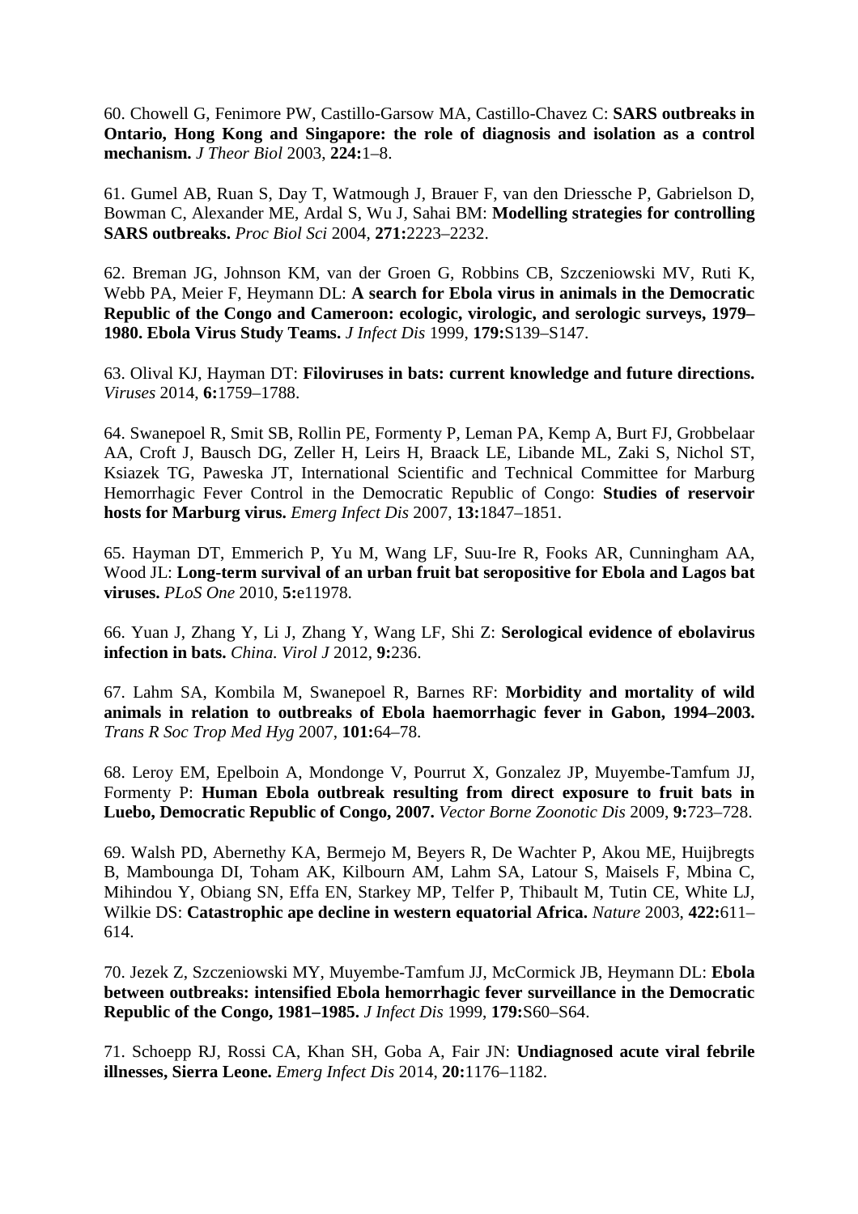60. Chowell G, Fenimore PW, Castillo-Garsow MA, Castillo-Chavez C: **SARS outbreaks in Ontario, Hong Kong and Singapore: the role of diagnosis and isolation as a control mechanism.** *J Theor Biol* 2003, **224:**1–8.

61. Gumel AB, Ruan S, Day T, Watmough J, Brauer F, van den Driessche P, Gabrielson D, Bowman C, Alexander ME, Ardal S, Wu J, Sahai BM: **Modelling strategies for controlling SARS outbreaks.** *Proc Biol Sci* 2004, **271:**2223–2232.

62. Breman JG, Johnson KM, van der Groen G, Robbins CB, Szczeniowski MV, Ruti K, Webb PA, Meier F, Heymann DL: **A search for Ebola virus in animals in the Democratic Republic of the Congo and Cameroon: ecologic, virologic, and serologic surveys, 1979–1980. Ebola Virus Study Teams.** *J Infect Dis* 1999, **179:**S139–S147.

63. Olival KJ, Hayman DT: **Filoviruses in bats: current knowledge and future directions.** *Viruses* 2014, **6:**1759–1788.

64. Swanepoel R, Smit SB, Rollin PE, Formenty P, Leman PA, Kemp A, Burt FJ, Grobbelaar AA, Croft J, Bausch DG, Zeller H, Leirs H, Braack LE, Libande ML, Zaki S, Nichol ST, Ksiazek TG, Paweska JT, International Scientific and Technical Committee for Marburg Hemorrhagic Fever Control in the Democratic Republic of Congo: **Studies of reservoir hosts for Marburg virus.** *Emerg Infect Dis* 2007, **13:**1847–1851.

65. Hayman DT, Emmerich P, Yu M, Wang LF, Suu-Ire R, Fooks AR, Cunningham AA, Wood JL: **Long-term survival of an urban fruit bat seropositive for Ebola and Lagos bat viruses.** *PLoS One* 2010, **5:**e11978.

66. Yuan J, Zhang Y, Li J, Zhang Y, Wang LF, Shi Z: **Serological evidence of ebolavirus infection in bats.** *China. Virol J* 2012, **9:**236.

67. Lahm SA, Kombila M, Swanepoel R, Barnes RF: **Morbidity and mortality of wild animals in relation to outbreaks of Ebola haemorrhagic fever in Gabon, 1994–2003.** *Trans R Soc Trop Med Hyg* 2007, **101:**64–78.

68. Leroy EM, Epelboin A, Mondonge V, Pourrut X, Gonzalez JP, Muyembe-Tamfum JJ, Formenty P: **Human Ebola outbreak resulting from direct exposure to fruit bats in Luebo, Democratic Republic of Congo, 2007.** *Vector Borne Zoonotic Dis* 2009, **9:**723–728.

69. Walsh PD, Abernethy KA, Bermejo M, Beyers R, De Wachter P, Akou ME, Huijbregts B, Mambounga DI, Toham AK, Kilbourn AM, Lahm SA, Latour S, Maisels F, Mbina C, Mihindou Y, Obiang SN, Effa EN, Starkey MP, Telfer P, Thibault M, Tutin CE, White LJ, Wilkie DS: **Catastrophic ape decline in western equatorial Africa.** *Nature* 2003, **422:**611–614.

70. Jezek Z, Szczeniowski MY, Muyembe-Tamfum JJ, McCormick JB, Heymann DL: **Ebola between outbreaks: intensified Ebola hemorrhagic fever surveillance in the Democratic Republic of the Congo, 1981–1985.** *J Infect Dis* 1999, **179:**S60–S64.

71. Schoepp RJ, Rossi CA, Khan SH, Goba A, Fair JN: **Undiagnosed acute viral febrile illnesses, Sierra Leone.** *Emerg Infect Dis* 2014, **20:**1176–1182.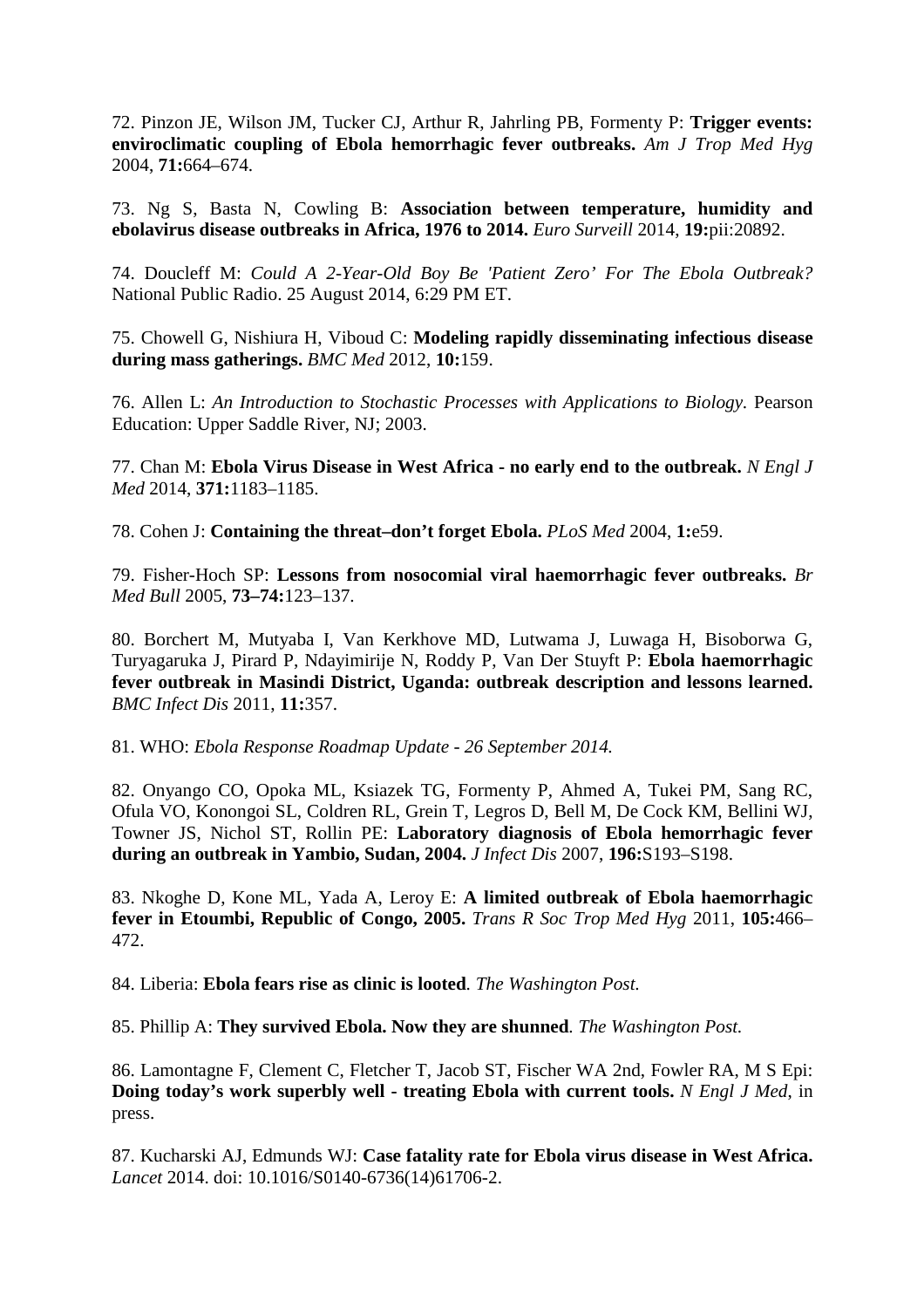72. Pinzon JE, Wilson JM, Tucker CJ, Arthur R, Jahrling PB, Formenty P: **Trigger events: enviroclimatic coupling of Ebola hemorrhagic fever outbreaks.** *Am J Trop Med Hyg* 2004, **71:**664–674.

73. Ng S, Basta N, Cowling B: **Association between temperature, humidity and ebolavirus disease outbreaks in Africa, 1976 to 2014.** *Euro Surveill* 2014, **19:**pii:20892.

74. Doucleff M: *Could A 2-Year-Old Boy Be 'Patient Zero' For The Ebola Outbreak?* National Public Radio. 25 August 2014, 6:29 PM ET.

75. Chowell G, Nishiura H, Viboud C: **Modeling rapidly disseminating infectious disease during mass gatherings.** *BMC Med* 2012, **10:**159.

76. Allen L: *An Introduction to Stochastic Processes with Applications to Biology*. Pearson Education: Upper Saddle River, NJ; 2003.

77. Chan M: **Ebola Virus Disease in West Africa - no early end to the outbreak.** *N Engl J Med* 2014, **371:**1183–1185.

78. Cohen J: **Containing the threat–don't forget Ebola.** *PLoS Med* 2004, **1:**e59.

79. Fisher-Hoch SP: **Lessons from nosocomial viral haemorrhagic fever outbreaks.** *Br Med Bull* 2005, **73–74:**123–137.

80. Borchert M, Mutyaba I, Van Kerkhove MD, Lutwama J, Luwaga H, Bisoborwa G, Turyagaruka J, Pirard P, Ndayimirije N, Roddy P, Van Der Stuyft P: **Ebola haemorrhagic fever outbreak in Masindi District, Uganda: outbreak description and lessons learned.** *BMC Infect Dis* 2011, **11:**357.

81. WHO: *Ebola Response Roadmap Update - 26 September 2014.*

82. Onyango CO, Opoka ML, Ksiazek TG, Formenty P, Ahmed A, Tukei PM, Sang RC, Ofula VO, Konongoi SL, Coldren RL, Grein T, Legros D, Bell M, De Cock KM, Bellini WJ, Towner JS, Nichol ST, Rollin PE: **Laboratory diagnosis of Ebola hemorrhagic fever during an outbreak in Yambio, Sudan, 2004.** *J Infect Dis* 2007, **196:**S193–S198.

83. Nkoghe D, Kone ML, Yada A, Leroy E: **A limited outbreak of Ebola haemorrhagic fever in Etoumbi, Republic of Congo, 2005.** *Trans R Soc Trop Med Hyg* 2011, **105:**466–472.

84. Liberia: **Ebola fears rise as clinic is looted**. *The Washington Post.*

85. Phillip A: **They survived Ebola. Now they are shunned**. *The Washington Post.*

86. Lamontagne F, Clement C, Fletcher T, Jacob ST, Fischer WA 2nd, Fowler RA, M S Epi: **Doing today's work superbly well - treating Ebola with current tools.** *N Engl J Med*, in press.

87. Kucharski AJ, Edmunds WJ: **Case fatality rate for Ebola virus disease in West Africa.** *Lancet* 2014. doi: 10.1016/S0140-6736(14)61706-2.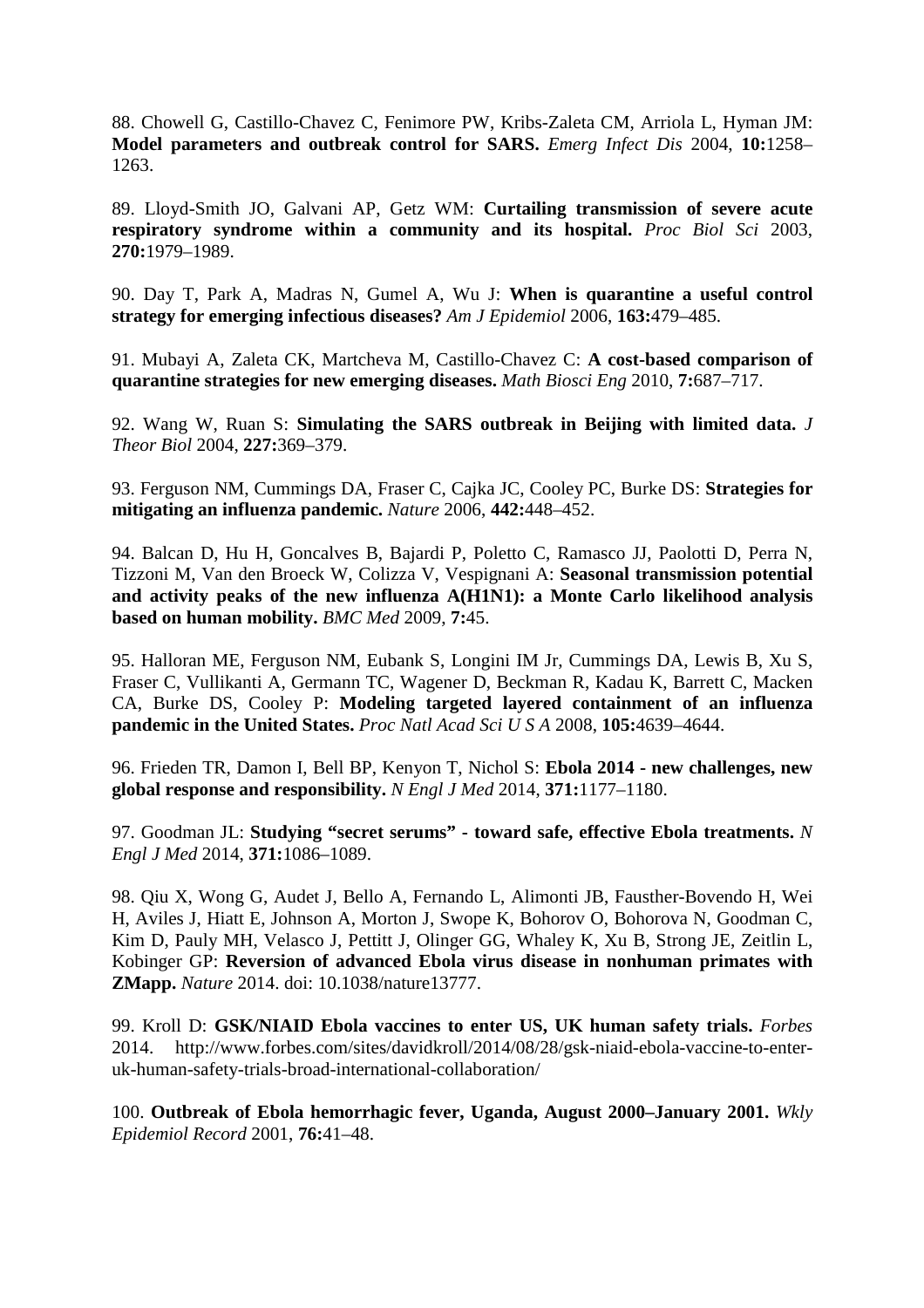88. Chowell G, Castillo-Chavez C, Fenimore PW, Kribs-Zaleta CM, Arriola L, Hyman JM: **Model parameters and outbreak control for SARS.** *Emerg Infect Dis* 2004, **10:**1258–1263.

89. Lloyd-Smith JO, Galvani AP, Getz WM: **Curtailing transmission of severe acute respiratory syndrome within a community and its hospital.** *Proc Biol Sci* 2003, **270:**1979–1989.

90. Day T, Park A, Madras N, Gumel A, Wu J: **When is quarantine a useful control strategy for emerging infectious diseases?** *Am J Epidemiol* 2006, **163:**479–485.

91. Mubayi A, Zaleta CK, Martcheva M, Castillo-Chavez C: **A cost-based comparison of quarantine strategies for new emerging diseases.** *Math Biosci Eng* 2010, **7:**687–717.

92. Wang W, Ruan S: **Simulating the SARS outbreak in Beijing with limited data.** *J Theor Biol* 2004, **227:**369–379.

93. Ferguson NM, Cummings DA, Fraser C, Cajka JC, Cooley PC, Burke DS: **Strategies for mitigating an influenza pandemic.** *Nature* 2006, **442:**448–452.

94. Balcan D, Hu H, Goncalves B, Bajardi P, Poletto C, Ramasco JJ, Paolotti D, Perra N, Tizzoni M, Van den Broeck W, Colizza V, Vespignani A: **Seasonal transmission potential and activity peaks of the new influenza A(H1N1): a Monte Carlo likelihood analysis based on human mobility.** *BMC Med* 2009, **7:**45.

95. Halloran ME, Ferguson NM, Eubank S, Longini IM Jr, Cummings DA, Lewis B, Xu S, Fraser C, Vullikanti A, Germann TC, Wagener D, Beckman R, Kadau K, Barrett C, Macken CA, Burke DS, Cooley P: **Modeling targeted layered containment of an influenza pandemic in the United States.** *Proc Natl Acad Sci U S A* 2008, **105:**4639–4644.

96. Frieden TR, Damon I, Bell BP, Kenyon T, Nichol S: **Ebola 2014 - new challenges, new global response and responsibility.** *N Engl J Med* 2014, **371:**1177–1180.

97. Goodman JL: **Studying "secret serums" - toward safe, effective Ebola treatments.** *N Engl J Med* 2014, **371:**1086–1089.

98. Qiu X, Wong G, Audet J, Bello A, Fernando L, Alimonti JB, Fausther-Bovendo H, Wei H, Aviles J, Hiatt E, Johnson A, Morton J, Swope K, Bohorov O, Bohorova N, Goodman C, Kim D, Pauly MH, Velasco J, Pettitt J, Olinger GG, Whaley K, Xu B, Strong JE, Zeitlin L, Kobinger GP: **Reversion of advanced Ebola virus disease in nonhuman primates with ZMapp.** *Nature* 2014. doi: 10.1038/nature13777.

99. Kroll D: **GSK/NIAID Ebola vaccines to enter US, UK human safety trials.** *Forbes* 2014. http://www.forbes.com/sites/davidkroll/2014/08/28/gsk-niaid-ebola-vaccine-to-enter-uk-human-safety-trials-broad-international-collaboration/

100. **Outbreak of Ebola hemorrhagic fever, Uganda, August 2000–January 2001.** *Wkly Epidemiol Record* 2001, **76:**41–48.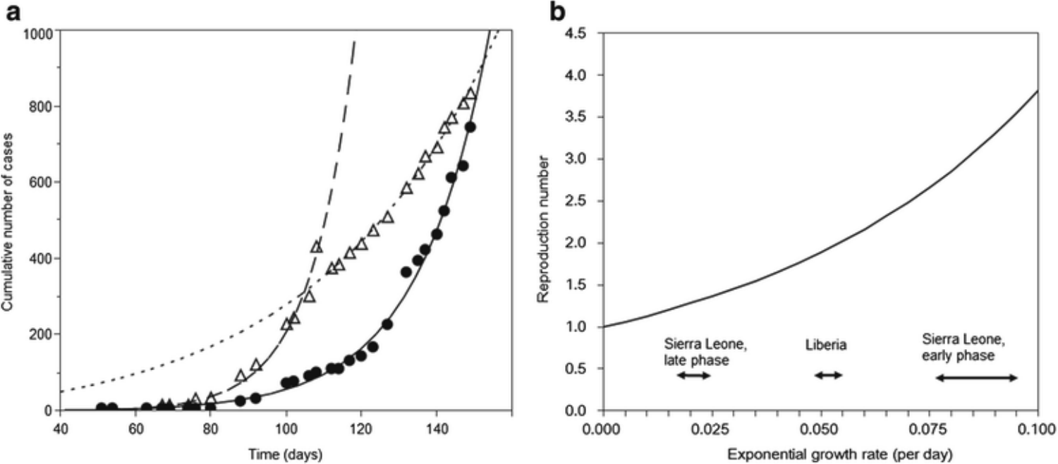**a**

Cumulative number of cases

0, 200, 400, 600, 800, 1000

Time (days)

40, 60, 80, 100, 120, 140

**b**

Reproduction number

0.0, 0.5, 1.0, 1.5, 2.0, 2.5, 3.0, 3.5, 4.0, 4.5

Sierra Leone, late phase

Liberia

Sierra Leone, early phase

Exponential growth rate (per day)

0.000, 0.025, 0.050, 0.075, 0.100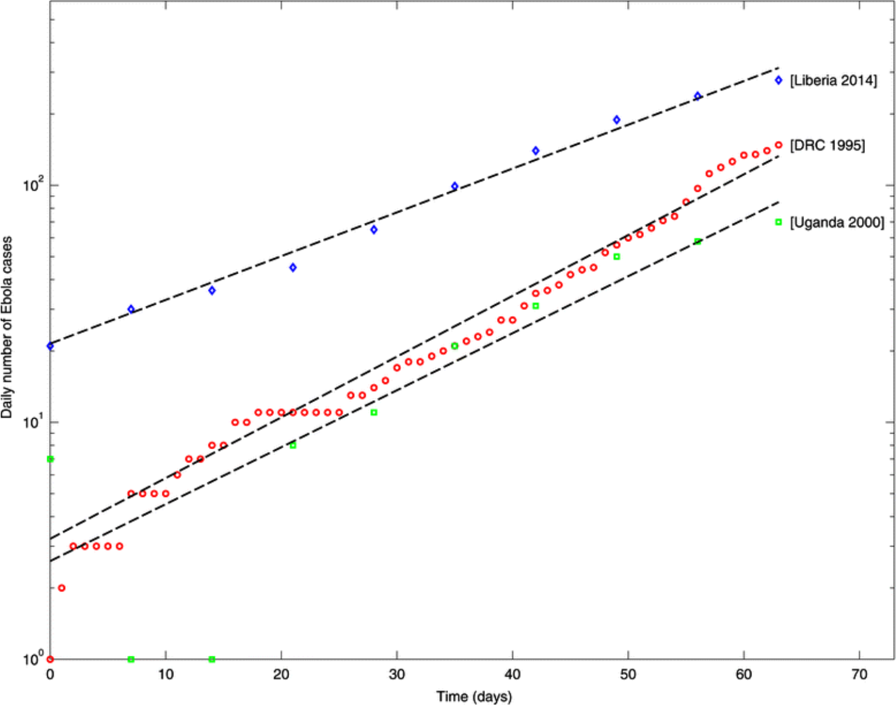[Liberia 2014]

[DRC 1995]

[Uganda 2000]

Daily number of Ebola cases

Time (days)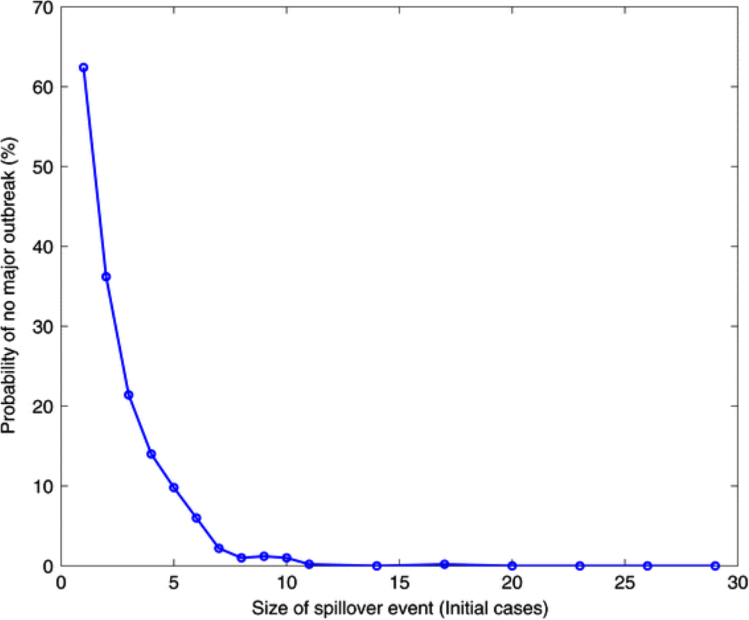Probability of no major outbreak (%)

Size of spillover event (Initial cases)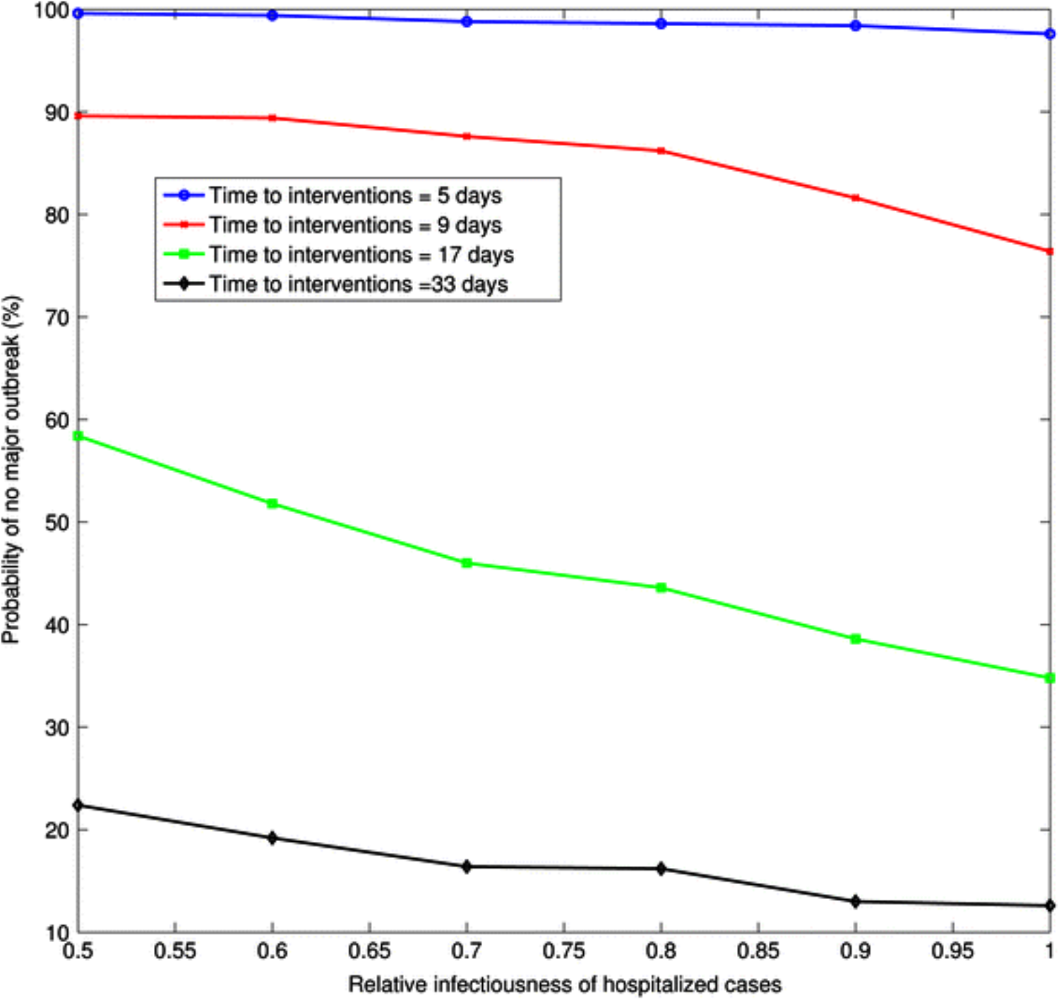Time to interventions = 5 days
Time to interventions = 9 days
Time to interventions = 17 days
Time to interventions =33 days

Probability of no major outbreak (%)

Relative infectiousness of hospitalized cases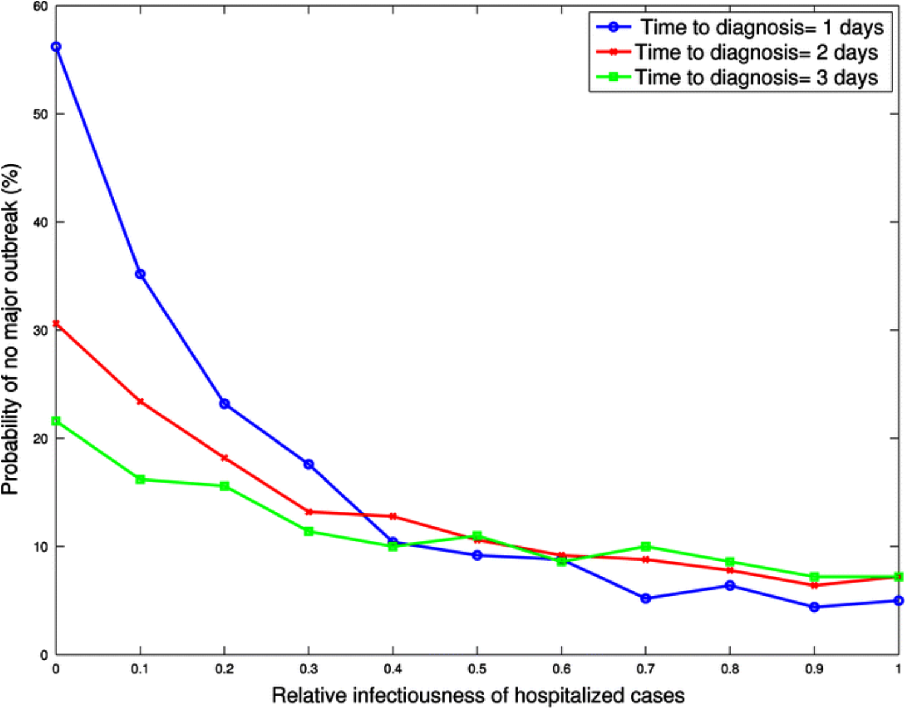Probability of no major outbreak (%)

60

50

40

30

20

10

0

0

0.1

0.2

0.3

0.4

0.5

0.6

0.7

0.8

0.9

1

Relative infectiousness of hospitalized cases

Time to diagnosis= 1 days

Time to diagnosis= 2 days

Time to diagnosis= 3 days